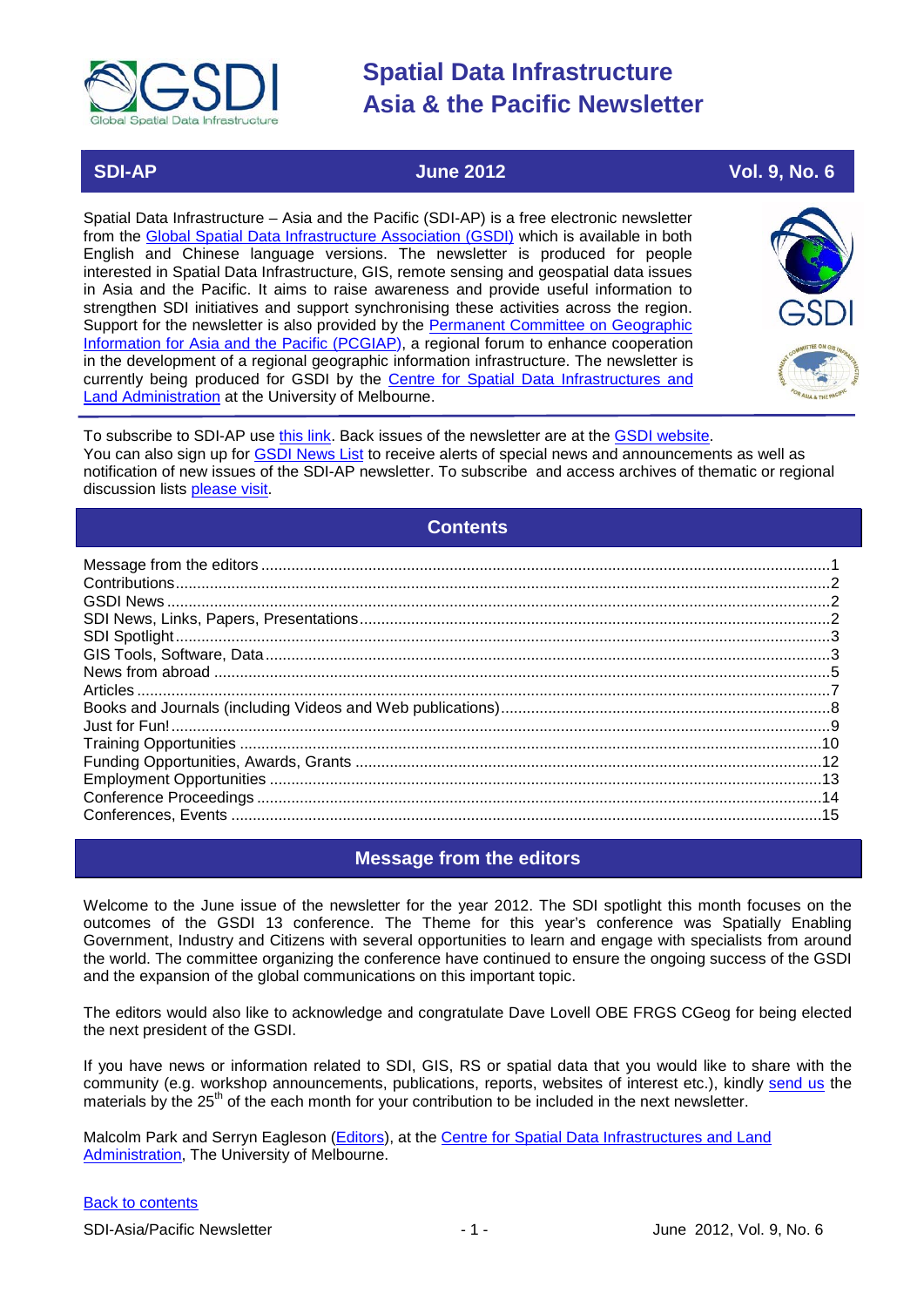# Spatial Data Infrastructure Asia & the Pacific Newsletter

**SDI-AP** | **June 2012** | **Vol. 9, No. 6**

Spatial Data Infrastructure – Asia and the Pacific (SDI-AP) is a free electronic newsletter from the Global Spatial Data Infrastructure Association (GSDI) which is available in both English and Chinese language versions. The newsletter is produced for people interested in Spatial Data Infrastructure, GIS, remote sensing and geospatial data issues in Asia and the Pacific. It aims to raise awareness and provide useful information to strengthen SDI initiatives and support synchronising these activities across the region. Support for the newsletter is also provided by the Permanent Committee on Geographic Information for Asia and the Pacific (PCGIAP), a regional forum to enhance cooperation in the development of a regional geographic information infrastructure. The newsletter is currently being produced for GSDI by the Centre for Spatial Data Infrastructures and Land Administration at the University of Melbourne.

To subscribe to SDI-AP use this link. Back issues of the newsletter are at the GSDI website.
You can also sign up for GSDI News List to receive alerts of special news and announcements as well as notification of new issues of the SDI-AP newsletter. To subscribe and access archives of thematic or regional discussion lists please visit.

## Contents

- Message from the editors ....1
- Contributions ....2
- GSDI News ....2
- SDI News, Links, Papers, Presentations ....2
- SDI Spotlight ....3
- GIS Tools, Software, Data ....3
- News from abroad ....5
- Articles ....7
- Books and Journals (including Videos and Web publications) ....8
- Just for Fun! ....9
- Training Opportunities ....10
- Funding Opportunities, Awards, Grants ....12
- Employment Opportunities ....13
- Conference Proceedings ....14
- Conferences, Events ....15

## Message from the editors

Welcome to the June issue of the newsletter for the year 2012. The SDI spotlight this month focuses on the outcomes of the GSDI 13 conference. The Theme for this year's conference was Spatially Enabling Government, Industry and Citizens with several opportunities to learn and engage with specialists from around the world. The committee organizing the conference have continued to ensure the ongoing success of the GSDI and the expansion of the global communications on this important topic.

The editors would also like to acknowledge and congratulate Dave Lovell OBE FRGS CGeog for being elected the next president of the GSDI.

If you have news or information related to SDI, GIS, RS or spatial data that you would like to share with the community (e.g. workshop announcements, publications, reports, websites of interest etc.), kindly send us the materials by the 25th of the each month for your contribution to be included in the next newsletter.

Malcolm Park and Serryn Eagleson (Editors), at the Centre for Spatial Data Infrastructures and Land Administration, The University of Melbourne.

Back to contents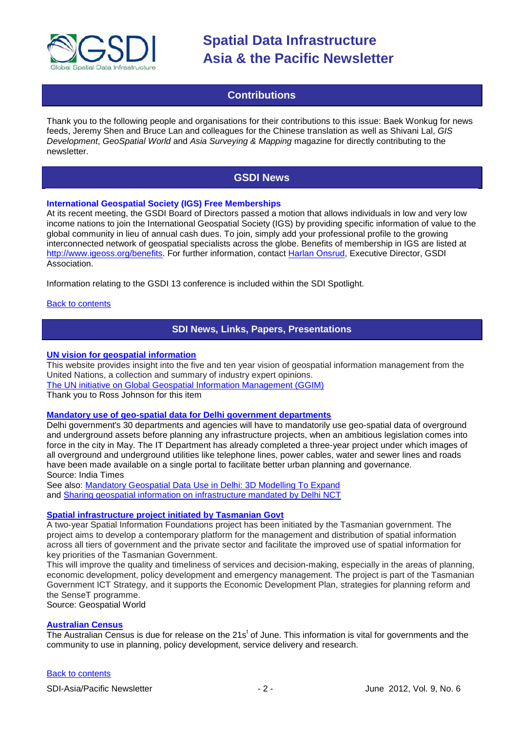## Contributions

Thank you to the following people and organisations for their contributions to this issue: Baek Wonkug for news feeds, Jeremy Shen and Bruce Lan and colleagues for the Chinese translation as well as Shivani Lal, *GIS Development*, *GeoSpatial World* and *Asia Surveying & Mapping* magazine for directly contributing to the newsletter.

## GSDI News

### International Geospatial Society (IGS) Free Memberships

At its recent meeting, the GSDI Board of Directors passed a motion that allows individuals in low and very low income nations to join the International Geospatial Society (IGS) by providing specific information of value to the global community in lieu of annual cash dues. To join, simply add your professional profile to the growing interconnected network of geospatial specialists across the globe. Benefits of membership in IGS are listed at http://www.igeoss.org/benefits. For further information, contact Harlan Onsrud, Executive Director, GSDI Association.

Information relating to the GSDI 13 conference is included within the SDI Spotlight.

Back to contents

## SDI News, Links, Papers, Presentations

### UN vision for geospatial information

This website provides insight into the five and ten year vision of geospatial information management from the United Nations, a collection and summary of industry expert opinions.
The UN initiative on Global Geospatial Information Management (GGIM)
Thank you to Ross Johnson for this item

### Mandatory use of geo-spatial data for Delhi government departments

Delhi government's 30 departments and agencies will have to mandatorily use geo-spatial data of overground and underground assets before planning any infrastructure projects, when an ambitious legislation comes into force in the city in May. The IT Department has already completed a three-year project under which images of all overground and underground utilities like telephone lines, power cables, water and sewer lines and roads have been made available on a single portal to facilitate better urban planning and governance.
Source: India Times
See also: Mandatory Geospatial Data Use in Delhi: 3D Modelling To Expand
and Sharing geospatial information on infrastructure mandated by Delhi NCT

### Spatial infrastructure project initiated by Tasmanian Govt

A two-year Spatial Information Foundations project has been initiated by the Tasmanian government. The project aims to develop a contemporary platform for the management and distribution of spatial information across all tiers of government and the private sector and facilitate the improved use of spatial information for key priorities of the Tasmanian Government.
This will improve the quality and timeliness of services and decision-making, especially in the areas of planning, economic development, policy development and emergency management. The project is part of the Tasmanian Government ICT Strategy, and it supports the Economic Development Plan, strategies for planning reform and the SenseT programme.
Source: Geospatial World

### Australian Census

The Australian Census is due for release on the 21st of June. This information is vital for governments and the community to use in planning, policy development, service delivery and research.

Back to contents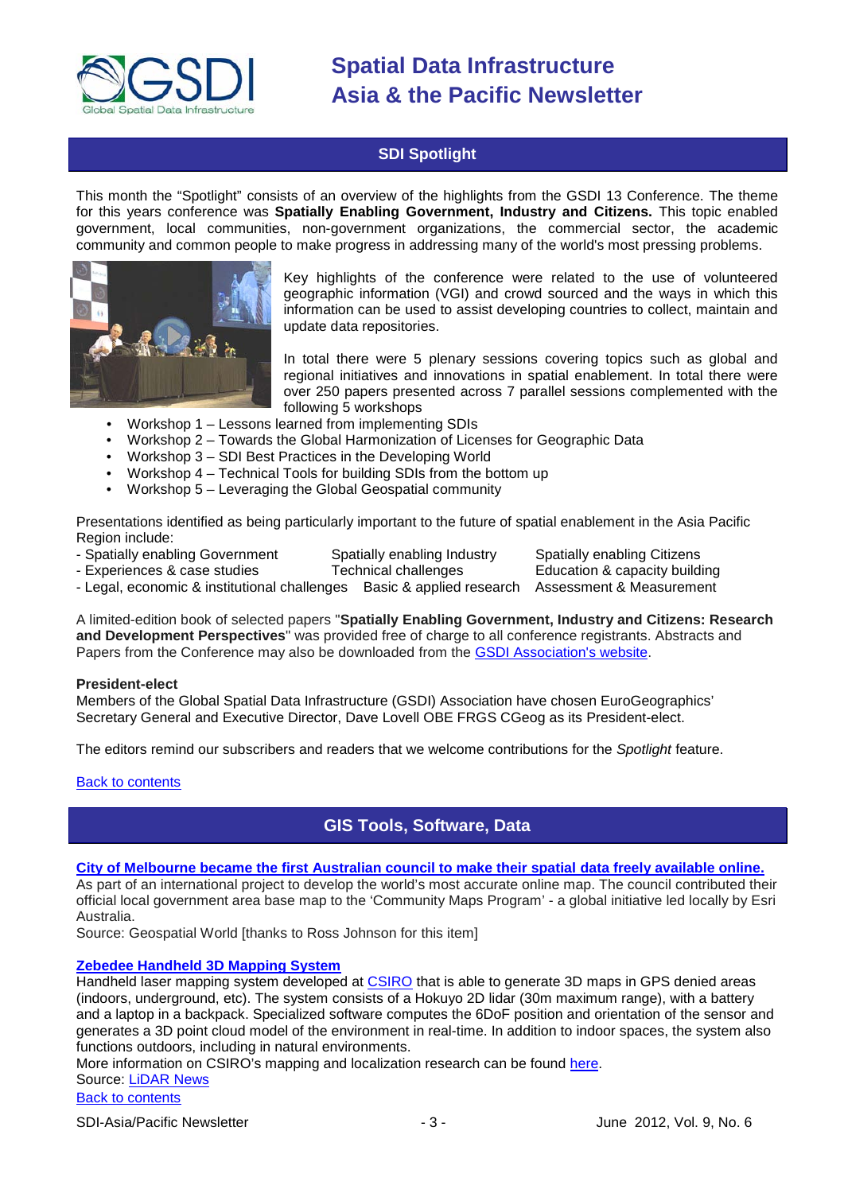## SDI Spotlight

This month the "Spotlight" consists of an overview of the highlights from the GSDI 13 Conference. The theme for this years conference was **Spatially Enabling Government, Industry and Citizens.** This topic enabled government, local communities, non-government organizations, the commercial sector, the academic community and common people to make progress in addressing many of the world's most pressing problems.

Key highlights of the conference were related to the use of volunteered geographic information (VGI) and crowd sourced and the ways in which this information can be used to assist developing countries to collect, maintain and update data repositories.

In total there were 5 plenary sessions covering topics such as global and regional initiatives and innovations in spatial enablement. In total there were over 250 papers presented across 7 parallel sessions complemented with the following 5 workshops

- Workshop 1 – Lessons learned from implementing SDIs
- Workshop 2 – Towards the Global Harmonization of Licenses for Geographic Data
- Workshop 3 – SDI Best Practices in the Developing World
- Workshop 4 – Technical Tools for building SDIs from the bottom up
- Workshop 5 – Leveraging the Global Geospatial community

Presentations identified as being particularly important to the future of spatial enablement in the Asia Pacific Region include:

| | | |
|---|---|---|
| - Spatially enabling Government | Spatially enabling Industry | Spatially enabling Citizens |
| - Experiences & case studies | Technical challenges | Education & capacity building |
| - Legal, economic & institutional challenges | Basic & applied research | Assessment & Measurement |

A limited-edition book of selected papers "**Spatially Enabling Government, Industry and Citizens: Research and Development Perspectives**" was provided free of charge to all conference registrants. Abstracts and Papers from the Conference may also be downloaded from the [GSDI Association's website](GSDI Association's website).

**President-elect**

Members of the Global Spatial Data Infrastructure (GSDI) Association have chosen EuroGeographics' Secretary General and Executive Director, Dave Lovell OBE FRGS CGeog as its President-elect.

The editors remind our subscribers and readers that we welcome contributions for the *Spotlight* feature.

Back to contents

## GIS Tools, Software, Data

**City of Melbourne became the first Australian council to make their spatial data freely available online.**

As part of an international project to develop the world's most accurate online map. The council contributed their official local government area base map to the 'Community Maps Program' - a global initiative led locally by Esri Australia.

Source: Geospatial World [thanks to Ross Johnson for this item]

**Zebedee Handheld 3D Mapping System**

Handheld laser mapping system developed at CSIRO that is able to generate 3D maps in GPS denied areas (indoors, underground, etc). The system consists of a Hokuyo 2D lidar (30m maximum range), with a battery and a laptop in a backpack. Specialized software computes the 6DoF position and orientation of the sensor and generates a 3D point cloud model of the environment in real-time. In addition to indoor spaces, the system also functions outdoors, including in natural environments.

More information on CSIRO's mapping and localization research can be found here.

Source: LiDAR News

Back to contents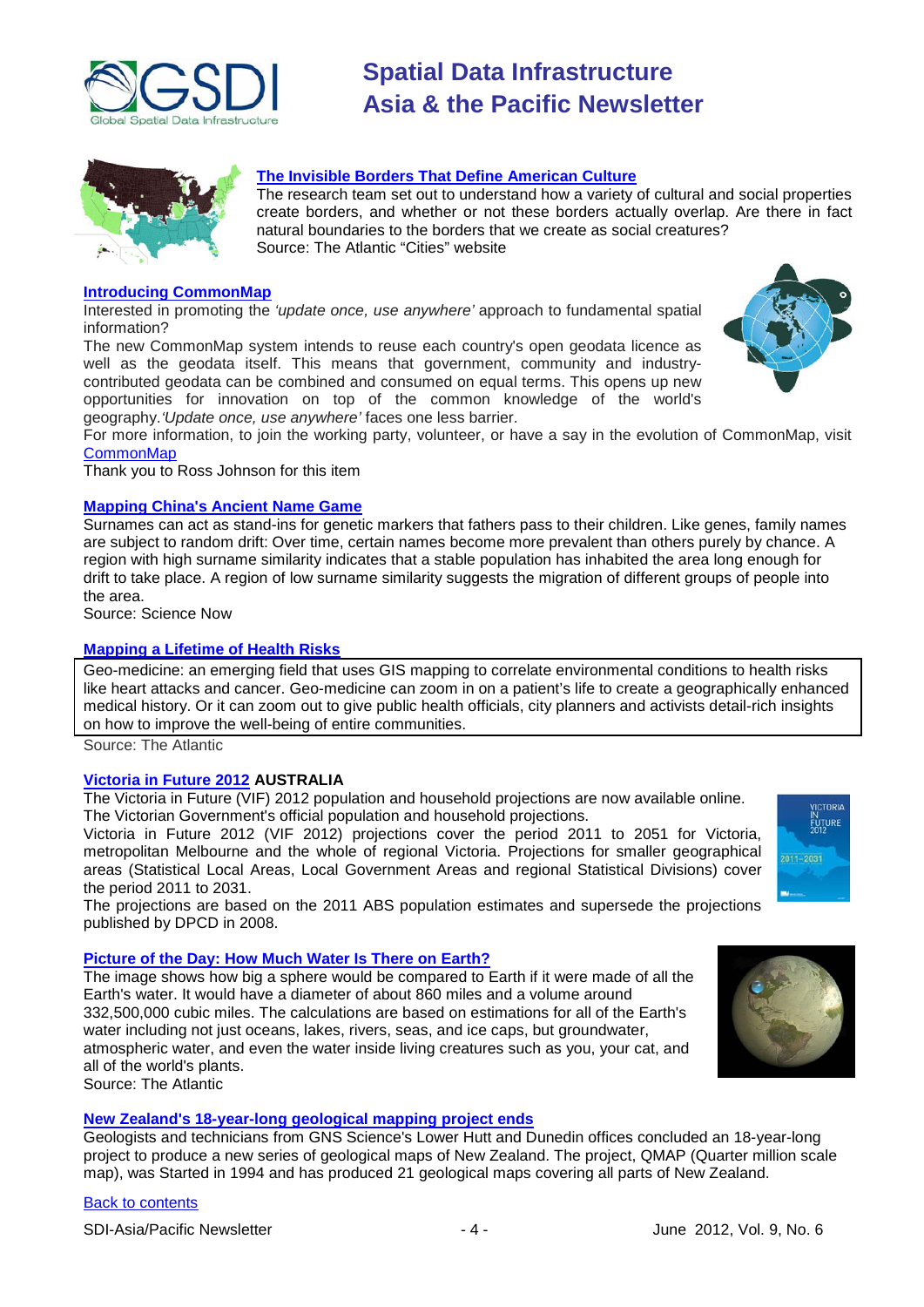### The Invisible Borders That Define American Culture

The research team set out to understand how a variety of cultural and social properties create borders, and whether or not these borders actually overlap. Are there in fact natural boundaries to the borders that we create as social creatures?
Source: The Atlantic "Cities" website

### Introducing CommonMap

Interested in promoting the *'update once, use anywhere'* approach to fundamental spatial information?

The new CommonMap system intends to reuse each country's open geodata licence as well as the geodata itself. This means that government, community and industry-contributed geodata can be combined and consumed on equal terms. This opens up new opportunities for innovation on top of the common knowledge of the world's geography. *'Update once, use anywhere'* faces one less barrier.

For more information, to join the working party, volunteer, or have a say in the evolution of CommonMap, visit CommonMap

Thank you to Ross Johnson for this item

### Mapping China's Ancient Name Game

Surnames can act as stand-ins for genetic markers that fathers pass to their children. Like genes, family names are subject to random drift: Over time, certain names become more prevalent than others purely by chance. A region with high surname similarity indicates that a stable population has inhabited the area long enough for drift to take place. A region of low surname similarity suggests the migration of different groups of people into the area.
Source: Science Now

### Mapping a Lifetime of Health Risks

Geo-medicine: an emerging field that uses GIS mapping to correlate environmental conditions to health risks like heart attacks and cancer. Geo-medicine can zoom in on a patient's life to create a geographically enhanced medical history. Or it can zoom out to give public health officials, city planners and activists detail-rich insights on how to improve the well-being of entire communities.
Source: The Atlantic

### Victoria in Future 2012 AUSTRALIA

The Victoria in Future (VIF) 2012 population and household projections are now available online. The Victorian Government's official population and household projections.

Victoria in Future 2012 (VIF 2012) projections cover the period 2011 to 2051 for Victoria, metropolitan Melbourne and the whole of regional Victoria. Projections for smaller geographical areas (Statistical Local Areas, Local Government Areas and regional Statistical Divisions) cover the period 2011 to 2031.

The projections are based on the 2011 ABS population estimates and supersede the projections published by DPCD in 2008.

### Picture of the Day: How Much Water Is There on Earth?

The image shows how big a sphere would be compared to Earth if it were made of all the Earth's water. It would have a diameter of about 860 miles and a volume around 332,500,000 cubic miles. The calculations are based on estimations for all of the Earth's water including not just oceans, lakes, rivers, seas, and ice caps, but groundwater, atmospheric water, and even the water inside living creatures such as you, your cat, and all of the world's plants.
Source: The Atlantic

### New Zealand's 18-year-long geological mapping project ends

Geologists and technicians from GNS Science's Lower Hutt and Dunedin offices concluded an 18-year-long project to produce a new series of geological maps of New Zealand. The project, QMAP (Quarter million scale map), was Started in 1994 and has produced 21 geological maps covering all parts of New Zealand.

Back to contents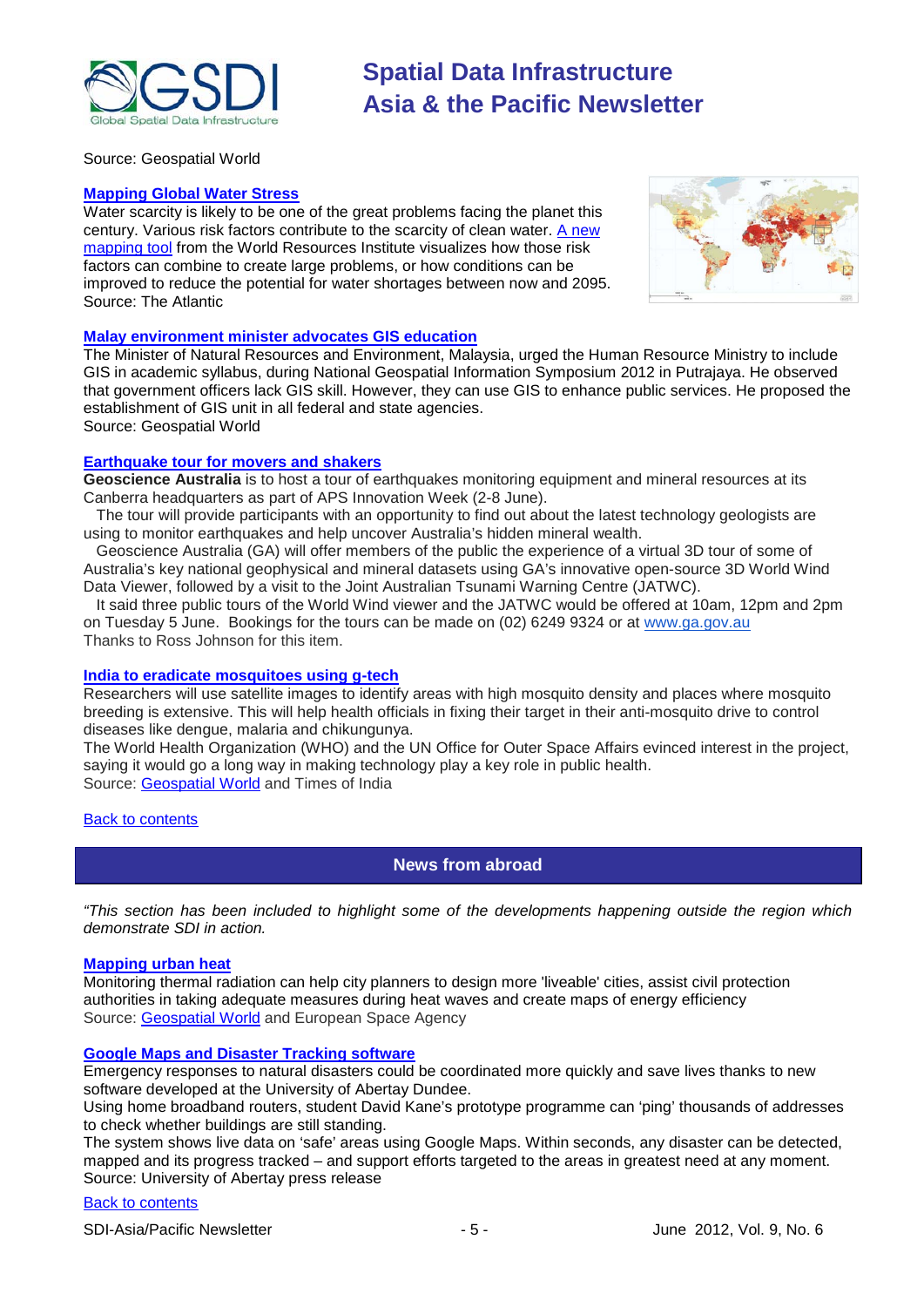Source: Geospatial World

### Mapping Global Water Stress

Water scarcity is likely to be one of the great problems facing the planet this century. Various risk factors contribute to the scarcity of clean water. A new mapping tool from the World Resources Institute visualizes how those risk factors can combine to create large problems, or how conditions can be improved to reduce the potential for water shortages between now and 2095.
Source: The Atlantic

### Malay environment minister advocates GIS education

The Minister of Natural Resources and Environment, Malaysia, urged the Human Resource Ministry to include GIS in academic syllabus, during National Geospatial Information Symposium 2012 in Putrajaya. He observed that government officers lack GIS skill. However, they can use GIS to enhance public services. He proposed the establishment of GIS unit in all federal and state agencies.
Source: Geospatial World

### Earthquake tour for movers and shakers

**Geoscience Australia** is to host a tour of earthquakes monitoring equipment and mineral resources at its Canberra headquarters as part of APS Innovation Week (2-8 June).

The tour will provide participants with an opportunity to find out about the latest technology geologists are using to monitor earthquakes and help uncover Australia's hidden mineral wealth.

Geoscience Australia (GA) will offer members of the public the experience of a virtual 3D tour of some of Australia's key national geophysical and mineral datasets using GA's innovative open-source 3D World Wind Data Viewer, followed by a visit to the Joint Australian Tsunami Warning Centre (JATWC).

It said three public tours of the World Wind viewer and the JATWC would be offered at 10am, 12pm and 2pm on Tuesday 5 June. Bookings for the tours can be made on (02) 6249 9324 or at www.ga.gov.au
Thanks to Ross Johnson for this item.

### India to eradicate mosquitoes using g-tech

Researchers will use satellite images to identify areas with high mosquito density and places where mosquito breeding is extensive. This will help health officials in fixing their target in their anti-mosquito drive to control diseases like dengue, malaria and chikungunya.
The World Health Organization (WHO) and the UN Office for Outer Space Affairs evinced interest in the project, saying it would go a long way in making technology play a key role in public health.
Source: Geospatial World and Times of India

Back to contents

## News from abroad

*"This section has been included to highlight some of the developments happening outside the region which demonstrate SDI in action.*

### Mapping urban heat

Monitoring thermal radiation can help city planners to design more 'liveable' cities, assist civil protection authorities in taking adequate measures during heat waves and create maps of energy efficiency
Source: Geospatial World and European Space Agency

### Google Maps and Disaster Tracking software

Emergency responses to natural disasters could be coordinated more quickly and save lives thanks to new software developed at the University of Abertay Dundee.
Using home broadband routers, student David Kane's prototype programme can 'ping' thousands of addresses to check whether buildings are still standing.
The system shows live data on 'safe' areas using Google Maps. Within seconds, any disaster can be detected, mapped and its progress tracked – and support efforts targeted to the areas in greatest need at any moment.
Source: University of Abertay press release

Back to contents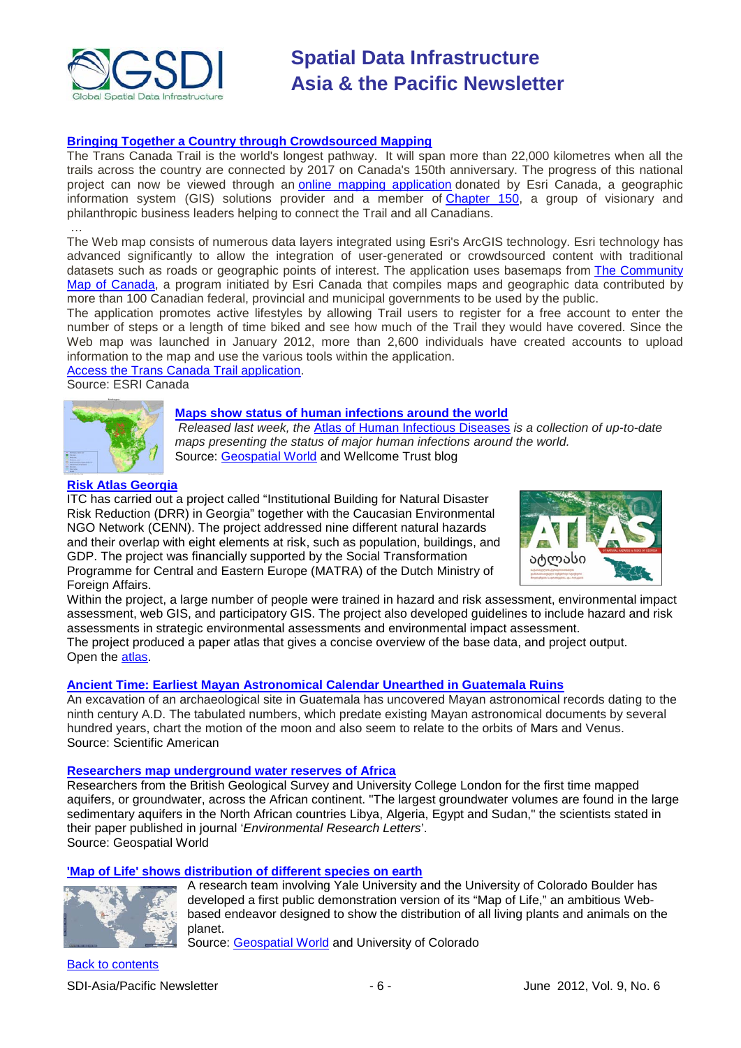### Bringing Together a Country through Crowdsourced Mapping

The Trans Canada Trail is the world's longest pathway. It will span more than 22,000 kilometres when all the trails across the country are connected by 2017 on Canada's 150th anniversary. The progress of this national project can now be viewed through an online mapping application donated by Esri Canada, a geographic information system (GIS) solutions provider and a member of Chapter 150, a group of visionary and philanthropic business leaders helping to connect the Trail and all Canadians.

…

The Web map consists of numerous data layers integrated using Esri's ArcGIS technology. Esri technology has advanced significantly to allow the integration of user-generated or crowdsourced content with traditional datasets such as roads or geographic points of interest. The application uses basemaps from The Community Map of Canada, a program initiated by Esri Canada that compiles maps and geographic data contributed by more than 100 Canadian federal, provincial and municipal governments to be used by the public.

The application promotes active lifestyles by allowing Trail users to register for a free account to enter the number of steps or a length of time biked and see how much of the Trail they would have covered. Since the Web map was launched in January 2012, more than 2,600 individuals have created accounts to upload information to the map and use the various tools within the application.

Access the Trans Canada Trail application.

Source: ESRI Canada

### Maps show status of human infections around the world

*Released last week, the Atlas of Human Infectious Diseases is a collection of up-to-date maps presenting the status of major human infections around the world.*

Source: Geospatial World and Wellcome Trust blog

### Risk Atlas Georgia

ITC has carried out a project called "Institutional Building for Natural Disaster Risk Reduction (DRR) in Georgia" together with the Caucasian Environmental NGO Network (CENN). The project addressed nine different natural hazards and their overlap with eight elements at risk, such as population, buildings, and GDP. The project was financially supported by the Social Transformation Programme for Central and Eastern Europe (MATRA) of the Dutch Ministry of Foreign Affairs.

Within the project, a large number of people were trained in hazard and risk assessment, environmental impact assessment, web GIS, and participatory GIS. The project also developed guidelines to include hazard and risk assessments in strategic environmental assessments and environmental impact assessment.

The project produced a paper atlas that gives a concise overview of the base data, and project output.

Open the atlas.

### Ancient Time: Earliest Mayan Astronomical Calendar Unearthed in Guatemala Ruins

An excavation of an archaeological site in Guatemala has uncovered Mayan astronomical records dating to the ninth century A.D. The tabulated numbers, which predate existing Mayan astronomical documents by several hundred years, chart the motion of the moon and also seem to relate to the orbits of Mars and Venus.

Source: Scientific American

### Researchers map underground water reserves of Africa

Researchers from the British Geological Survey and University College London for the first time mapped aquifers, or groundwater, across the African continent. "The largest groundwater volumes are found in the large sedimentary aquifers in the North African countries Libya, Algeria, Egypt and Sudan," the scientists stated in their paper published in journal '*Environmental Research Letters*'.

Source: Geospatial World

### 'Map of Life' shows distribution of different species on earth

A research team involving Yale University and the University of Colorado Boulder has developed a first public demonstration version of its "Map of Life," an ambitious Web-based endeavor designed to show the distribution of all living plants and animals on the planet.

Source: Geospatial World and University of Colorado

Back to contents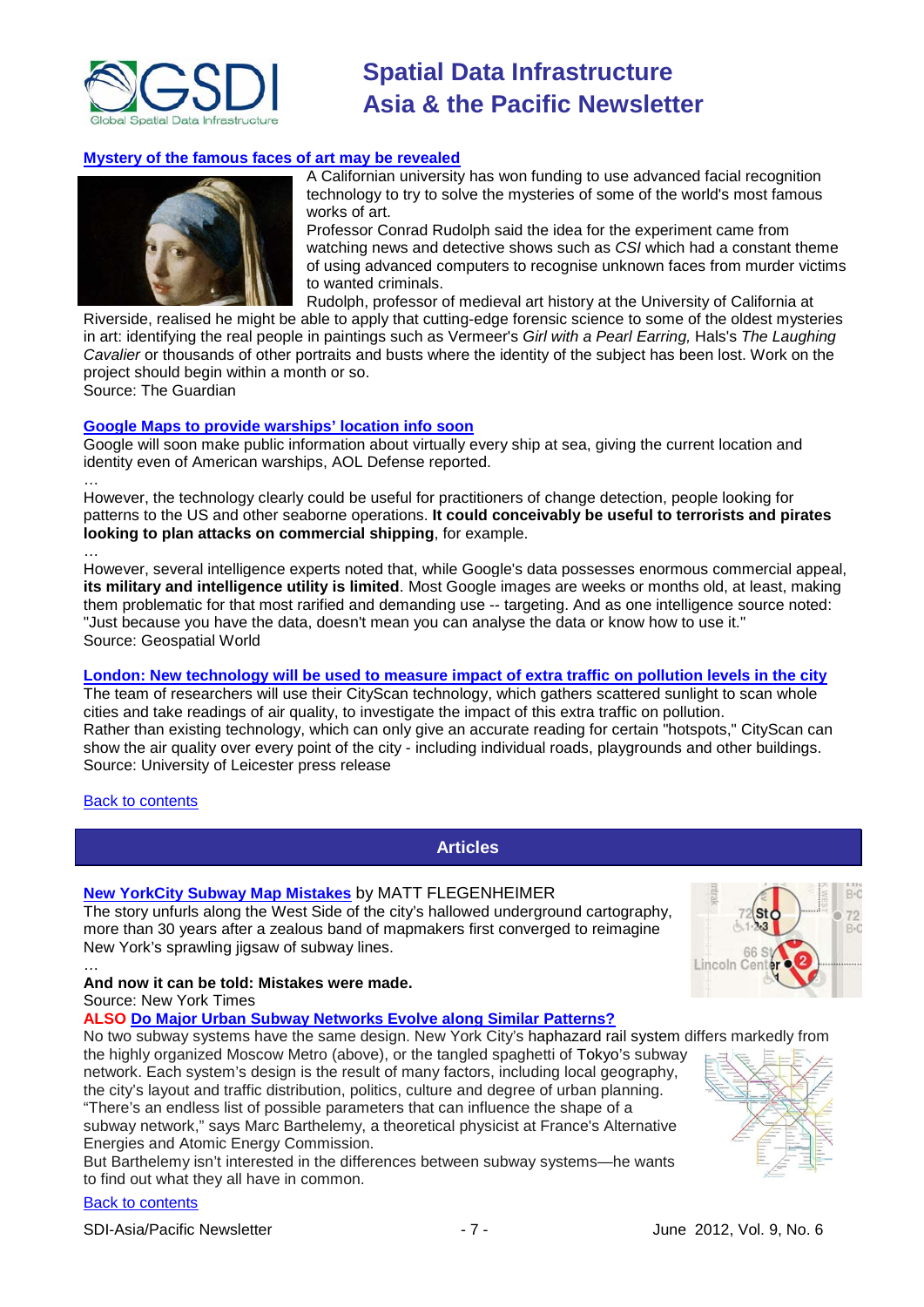**Mystery of the famous faces of art may be revealed**

A Californian university has won funding to use advanced facial recognition technology to try to solve the mysteries of some of the world's most famous works of art.

Professor Conrad Rudolph said the idea for the experiment came from watching news and detective shows such as *CSI* which had a constant theme of using advanced computers to recognise unknown faces from murder victims to wanted criminals.

Rudolph, professor of medieval art history at the University of California at Riverside, realised he might be able to apply that cutting-edge forensic science to some of the oldest mysteries in art: identifying the real people in paintings such as Vermeer's *Girl with a Pearl Earring,* Hals's *The Laughing Cavalier* or thousands of other portraits and busts where the identity of the subject has been lost. Work on the project should begin within a month or so.

Source: The Guardian

**Google Maps to provide warships' location info soon**

Google will soon make public information about virtually every ship at sea, giving the current location and identity even of American warships, AOL Defense reported.

…

However, the technology clearly could be useful for practitioners of change detection, people looking for patterns to the US and other seaborne operations. **It could conceivably be useful to terrorists and pirates looking to plan attacks on commercial shipping**, for example.

…

However, several intelligence experts noted that, while Google's data possesses enormous commercial appeal, **its military and intelligence utility is limited**. Most Google images are weeks or months old, at least, making them problematic for that most rarified and demanding use -- targeting. And as one intelligence source noted: "Just because you have the data, doesn't mean you can analyse the data or know how to use it."

Source: Geospatial World

**London: New technology will be used to measure impact of extra traffic on pollution levels in the city**

The team of researchers will use their CityScan technology, which gathers scattered sunlight to scan whole cities and take readings of air quality, to investigate the impact of this extra traffic on pollution.

Rather than existing technology, which can only give an accurate reading for certain "hotspots," CityScan can show the air quality over every point of the city - including individual roads, playgrounds and other buildings.

Source: University of Leicester press release

Back to contents

## Articles

**New YorkCity Subway Map Mistakes** by MATT FLEGENHEIMER

The story unfurls along the West Side of the city's hallowed underground cartography, more than 30 years after a zealous band of mapmakers first converged to reimagine New York's sprawling jigsaw of subway lines.

…

**And now it can be told: Mistakes were made.**

Source: New York Times

**ALSO Do Major Urban Subway Networks Evolve along Similar Patterns?**

No two subway systems have the same design. New York City's haphazard rail system differs markedly from the highly organized Moscow Metro (above), or the tangled spaghetti of Tokyo's subway network. Each system's design is the result of many factors, including local geography, the city's layout and traffic distribution, politics, culture and degree of urban planning. "There's an endless list of possible parameters that can influence the shape of a subway network," says Marc Barthelemy, a theoretical physicist at France's Alternative Energies and Atomic Energy Commission.

But Barthelemy isn't interested in the differences between subway systems—he wants to find out what they all have in common.

Back to contents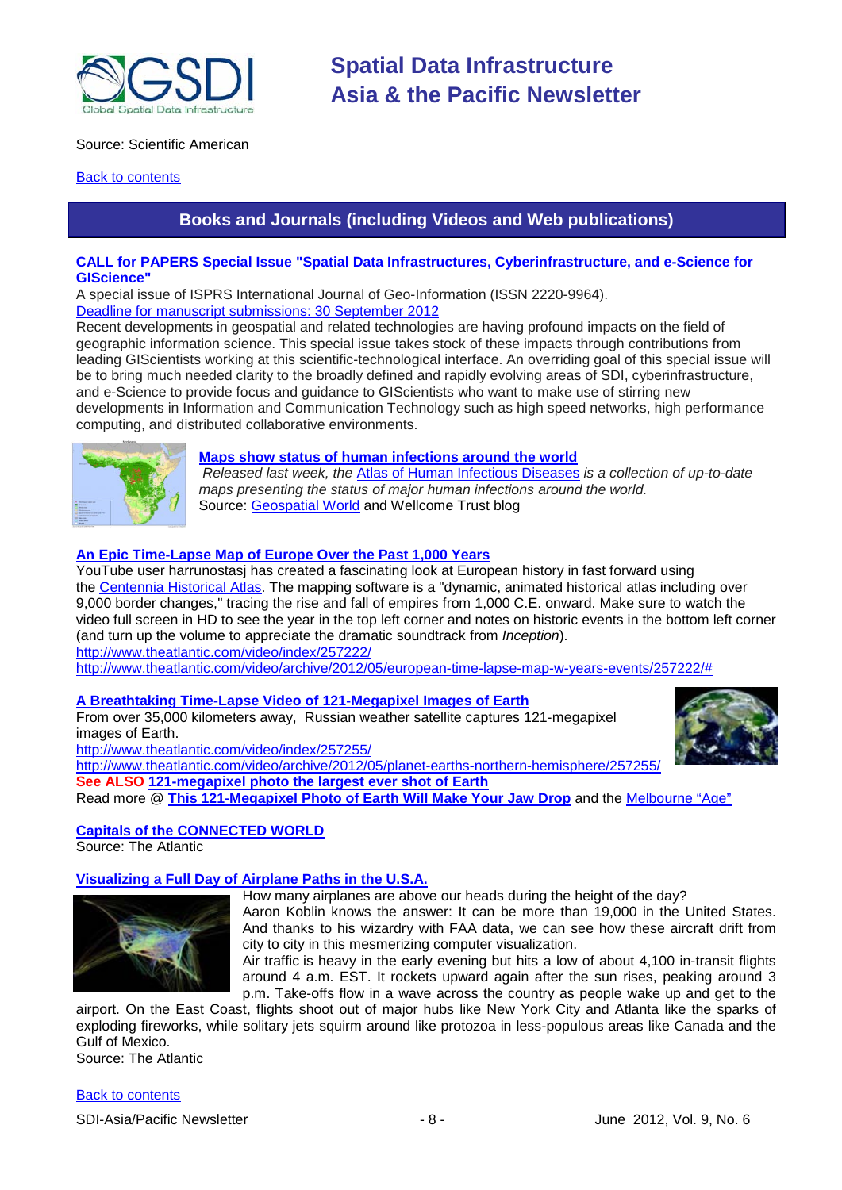Source: Scientific American

Back to contents

## Books and Journals (including Videos and Web publications)

**CALL for PAPERS Special Issue "Spatial Data Infrastructures, Cyberinfrastructure, and e-Science for GIScience"**

A special issue of ISPRS International Journal of Geo-Information (ISSN 2220-9964).
Deadline for manuscript submissions: 30 September 2012
Recent developments in geospatial and related technologies are having profound impacts on the field of geographic information science. This special issue takes stock of these impacts through contributions from leading GIScientists working at this scientific-technological interface. An overriding goal of this special issue will be to bring much needed clarity to the broadly defined and rapidly evolving areas of SDI, cyberinfrastructure, and e-Science to provide focus and guidance to GIScientists who want to make use of stirring new developments in Information and Communication Technology such as high speed networks, high performance computing, and distributed collaborative environments.

**Maps show status of human infections around the world**

*Released last week, the* Atlas of Human Infectious Diseases *is a collection of up-to-date maps presenting the status of major human infections around the world.*
Source: Geospatial World and Wellcome Trust blog

**An Epic Time-Lapse Map of Europe Over the Past 1,000 Years**

YouTube user harrunostasj has created a fascinating look at European history in fast forward using the Centennia Historical Atlas. The mapping software is a "dynamic, animated historical atlas including over 9,000 border changes," tracing the rise and fall of empires from 1,000 C.E. onward. Make sure to watch the video full screen in HD to see the year in the top left corner and notes on historic events in the bottom left corner (and turn up the volume to appreciate the dramatic soundtrack from *Inception*).
http://www.theatlantic.com/video/index/257222/
http://www.theatlantic.com/video/archive/2012/05/european-time-lapse-map-w-years-events/257222/#

**A Breathtaking Time-Lapse Video of 121-Megapixel Images of Earth**

From over 35,000 kilometers away, Russian weather satellite captures 121-megapixel images of Earth.
http://www.theatlantic.com/video/index/257255/
http://www.theatlantic.com/video/archive/2012/05/planet-earths-northern-hemisphere/257255/
**See ALSO 121-megapixel photo the largest ever shot of Earth**
Read more @ **This 121-Megapixel Photo of Earth Will Make Your Jaw Drop** and the Melbourne "Age"

**Capitals of the CONNECTED WORLD**

Source: The Atlantic

**Visualizing a Full Day of Airplane Paths in the U.S.A.**

How many airplanes are above our heads during the height of the day?
Aaron Koblin knows the answer: It can be more than 19,000 in the United States. And thanks to his wizardry with FAA data, we can see how these aircraft drift from city to city in this mesmerizing computer visualization.
Air traffic is heavy in the early evening but hits a low of about 4,100 in-transit flights around 4 a.m. EST. It rockets upward again after the sun rises, peaking around 3 p.m. Take-offs flow in a wave across the country as people wake up and get to the airport. On the East Coast, flights shoot out of major hubs like New York City and Atlanta like the sparks of exploding fireworks, while solitary jets squirm around like protozoa in less-populous areas like Canada and the Gulf of Mexico.
Source: The Atlantic

Back to contents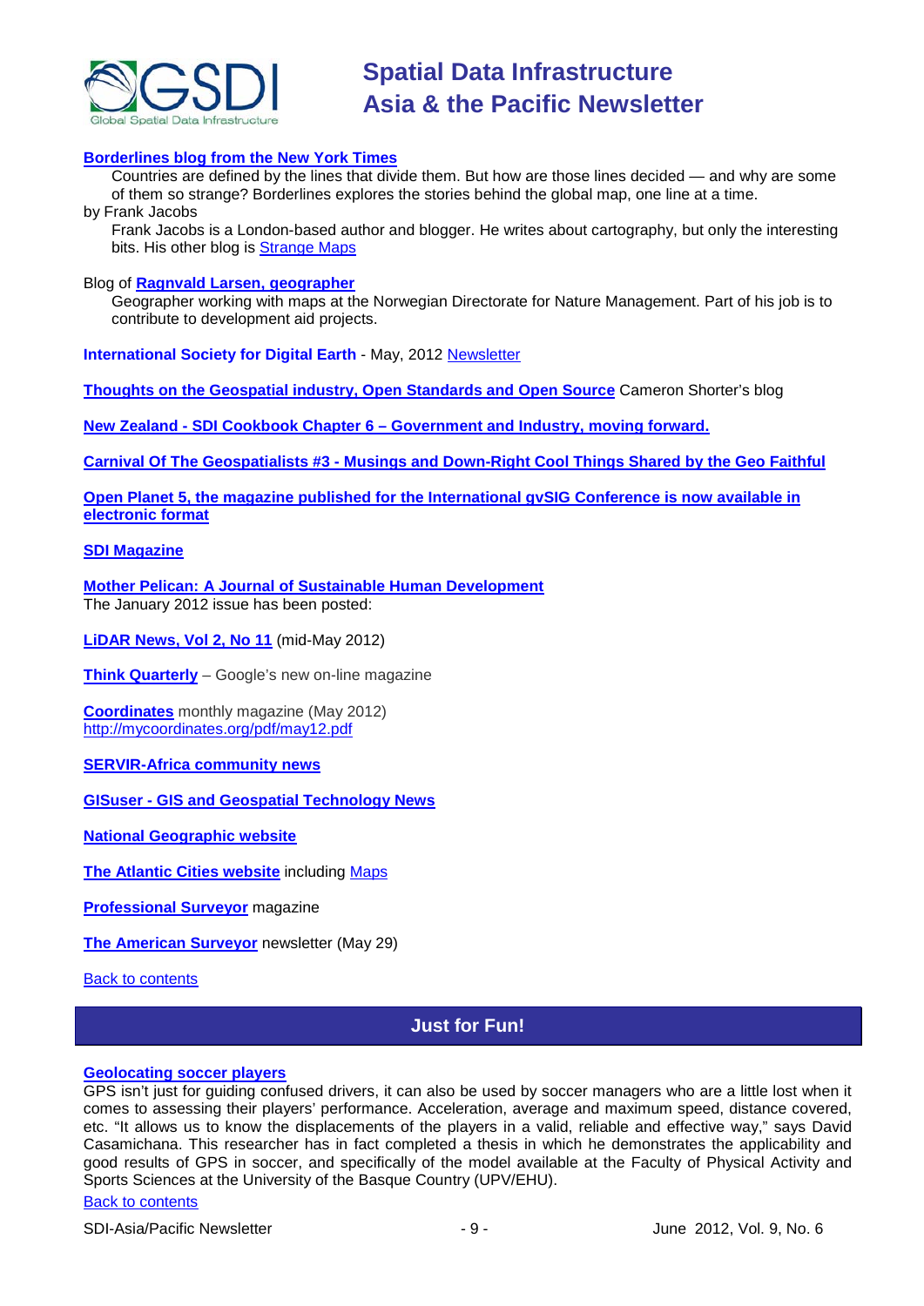**Borderlines blog from the New York Times**

Countries are defined by the lines that divide them. But how are those lines decided — and why are some of them so strange? Borderlines explores the stories behind the global map, one line at a time.

by Frank Jacobs

Frank Jacobs is a London-based author and blogger. He writes about cartography, but only the interesting bits. His other blog is Strange Maps

Blog of **Ragnvald Larsen, geographer**

Geographer working with maps at the Norwegian Directorate for Nature Management. Part of his job is to contribute to development aid projects.

**International Society for Digital Earth** - May, 2012 Newsletter

**Thoughts on the Geospatial industry, Open Standards and Open Source** Cameron Shorter's blog

**New Zealand - SDI Cookbook Chapter 6 – Government and Industry, moving forward.**

**Carnival Of The Geospatialists #3 - Musings and Down-Right Cool Things Shared by the Geo Faithful**

**Open Planet 5, the magazine published for the International gvSIG Conference is now available in electronic format**

**SDI Magazine**

**Mother Pelican: A Journal of Sustainable Human Development**
The January 2012 issue has been posted:

**LiDAR News, Vol 2, No 11** (mid-May 2012)

**Think Quarterly** – Google's new on-line magazine

**Coordinates** monthly magazine (May 2012)
http://mycoordinates.org/pdf/may12.pdf

**SERVIR-Africa community news**

**GISuser - GIS and Geospatial Technology News**

**National Geographic website**

**The Atlantic Cities website** including Maps

**Professional Surveyor** magazine

**The American Surveyor** newsletter (May 29)

Back to contents

## Just for Fun!

**Geolocating soccer players**

GPS isn't just for guiding confused drivers, it can also be used by soccer managers who are a little lost when it comes to assessing their players' performance. Acceleration, average and maximum speed, distance covered, etc. "It allows us to know the displacements of the players in a valid, reliable and effective way," says David Casamichana. This researcher has in fact completed a thesis in which he demonstrates the applicability and good results of GPS in soccer, and specifically of the model available at the Faculty of Physical Activity and Sports Sciences at the University of the Basque Country (UPV/EHU).

Back to contents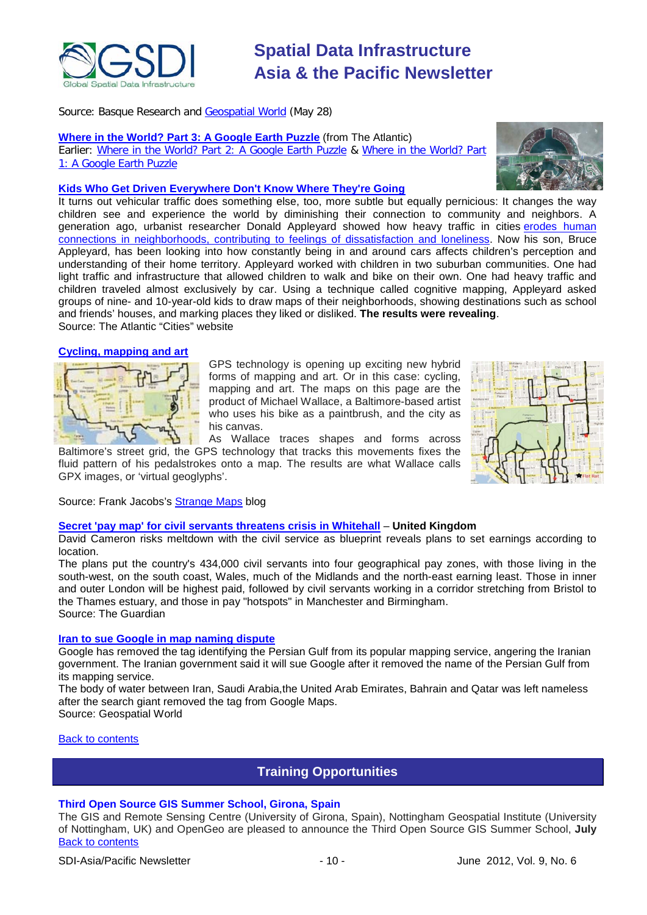Source: Basque Research and Geospatial World (May 28)

**Where in the World? Part 3: A Google Earth Puzzle** (from The Atlantic)
Earlier: Where in the World? Part 2: A Google Earth Puzzle & Where in the World? Part 1: A Google Earth Puzzle

**Kids Who Get Driven Everywhere Don't Know Where They're Going**
It turns out vehicular traffic does something else, too, more subtle but equally pernicious: It changes the way children see and experience the world by diminishing their connection to community and neighbors. A generation ago, urbanist researcher Donald Appleyard showed how heavy traffic in cities erodes human connections in neighborhoods, contributing to feelings of dissatisfaction and loneliness. Now his son, Bruce Appleyard, has been looking into how constantly being in and around cars affects children's perception and understanding of their home territory. Appleyard worked with children in two suburban communities. One had light traffic and infrastructure that allowed children to walk and bike on their own. One had heavy traffic and children traveled almost exclusively by car. Using a technique called cognitive mapping, Appleyard asked groups of nine- and 10-year-old kids to draw maps of their neighborhoods, showing destinations such as school and friends' houses, and marking places they liked or disliked. **The results were revealing**.
Source: The Atlantic "Cities" website

**Cycling, mapping and art**

GPS technology is opening up exciting new hybrid forms of mapping and art. Or in this case: cycling, mapping and art. The maps on this page are the product of Michael Wallace, a Baltimore-based artist who uses his bike as a paintbrush, and the city as his canvas.
As Wallace traces shapes and forms across Baltimore's street grid, the GPS technology that tracks this movements fixes the fluid pattern of his pedalstrokes onto a map. The results are what Wallace calls GPX images, or 'virtual geoglyphs'.

Source: Frank Jacobs's Strange Maps blog

**Secret 'pay map' for civil servants threatens crisis in Whitehall** – **United Kingdom**
David Cameron risks meltdown with the civil service as blueprint reveals plans to set earnings according to location.
The plans put the country's 434,000 civil servants into four geographical pay zones, with those living in the south-west, on the south coast, Wales, much of the Midlands and the north-east earning least. Those in inner and outer London will be highest paid, followed by civil servants working in a corridor stretching from Bristol to the Thames estuary, and those in pay "hotspots" in Manchester and Birmingham.
Source: The Guardian

**Iran to sue Google in map naming dispute**
Google has removed the tag identifying the Persian Gulf from its popular mapping service, angering the Iranian government. The Iranian government said it will sue Google after it removed the name of the Persian Gulf from its mapping service.
The body of water between Iran, Saudi Arabia,the United Arab Emirates, Bahrain and Qatar was left nameless after the search giant removed the tag from Google Maps.
Source: Geospatial World

Back to contents

## Training Opportunities

**Third Open Source GIS Summer School, Girona, Spain**
The GIS and Remote Sensing Centre (University of Girona, Spain), Nottingham Geospatial Institute (University of Nottingham, UK) and OpenGeo are pleased to announce the Third Open Source GIS Summer School, **July**
Back to contents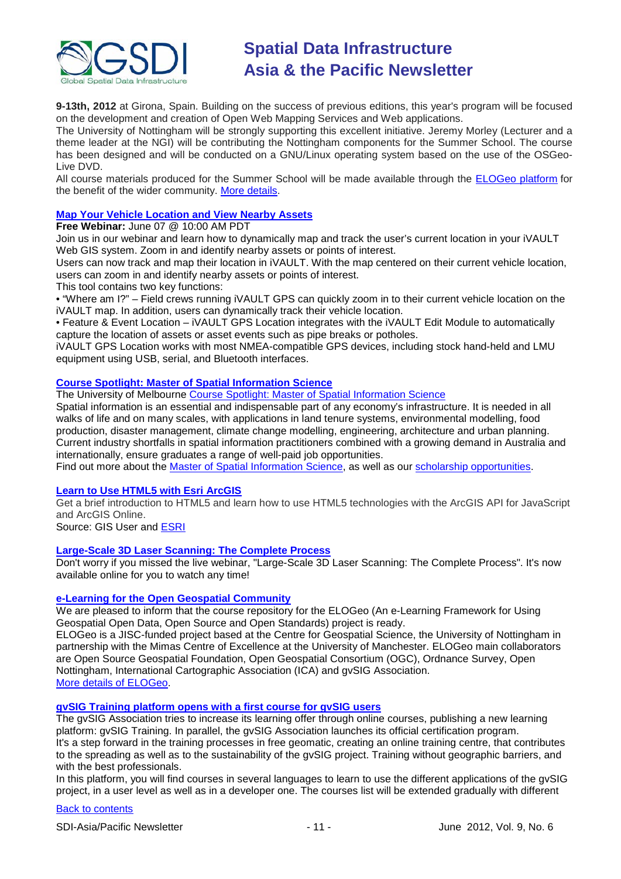**9-13th, 2012** at Girona, Spain. Building on the success of previous editions, this year's program will be focused on the development and creation of Open Web Mapping Services and Web applications.

The University of Nottingham will be strongly supporting this excellent initiative. Jeremy Morley (Lecturer and a theme leader at the NGI) will be contributing the Nottingham components for the Summer School. The course has been designed and will be conducted on a GNU/Linux operating system based on the use of the OSGeo-Live DVD.

All course materials produced for the Summer School will be made available through the ELOGeo platform for the benefit of the wider community. More details.

### Map Your Vehicle Location and View Nearby Assets

**Free Webinar:** June 07 @ 10:00 AM PDT

Join us in our webinar and learn how to dynamically map and track the user's current location in your iVAULT Web GIS system. Zoom in and identify nearby assets or points of interest.

Users can now track and map their location in iVAULT. With the map centered on their current vehicle location, users can zoom in and identify nearby assets or points of interest.

This tool contains two key functions:

- "Where am I?" – Field crews running iVAULT GPS can quickly zoom in to their current vehicle location on the iVAULT map. In addition, users can dynamically track their vehicle location.
- Feature & Event Location – iVAULT GPS Location integrates with the iVAULT Edit Module to automatically capture the location of assets or asset events such as pipe breaks or potholes.

iVAULT GPS Location works with most NMEA-compatible GPS devices, including stock hand-held and LMU equipment using USB, serial, and Bluetooth interfaces.

### Course Spotlight: Master of Spatial Information Science

The University of Melbourne Course Spotlight: Master of Spatial Information Science

Spatial information is an essential and indispensable part of any economy's infrastructure. It is needed in all walks of life and on many scales, with applications in land tenure systems, environmental modelling, food production, disaster management, climate change modelling, engineering, architecture and urban planning. Current industry shortfalls in spatial information practitioners combined with a growing demand in Australia and internationally, ensure graduates a range of well-paid job opportunities.

Find out more about the Master of Spatial Information Science, as well as our scholarship opportunities.

### Learn to Use HTML5 with Esri ArcGIS

Get a brief introduction to HTML5 and learn how to use HTML5 technologies with the ArcGIS API for JavaScript and ArcGIS Online.

Source: GIS User and ESRI

### Large-Scale 3D Laser Scanning: The Complete Process

Don't worry if you missed the live webinar, "Large-Scale 3D Laser Scanning: The Complete Process". It's now available online for you to watch any time!

### e-Learning for the Open Geospatial Community

We are pleased to inform that the course repository for the ELOGeo (An e-Learning Framework for Using Geospatial Open Data, Open Source and Open Standards) project is ready.

ELOGeo is a JISC-funded project based at the Centre for Geospatial Science, the University of Nottingham in partnership with the Mimas Centre of Excellence at the University of Manchester. ELOGeo main collaborators are Open Source Geospatial Foundation, Open Geospatial Consortium (OGC), Ordnance Survey, Open Nottingham, International Cartographic Association (ICA) and gvSIG Association.

More details of ELOGeo.

### gvSIG Training platform opens with a first course for gvSIG users

The gvSIG Association tries to increase its learning offer through online courses, publishing a new learning platform: gvSIG Training. In parallel, the gvSIG Association launches its official certification program.

It's a step forward in the training processes in free geomatic, creating an online training centre, that contributes to the spreading as well as to the sustainability of the gvSIG project. Training without geographic barriers, and with the best professionals.

In this platform, you will find courses in several languages to learn to use the different applications of the gvSIG project, in a user level as well as in a developer one. The courses list will be extended gradually with different

Back to contents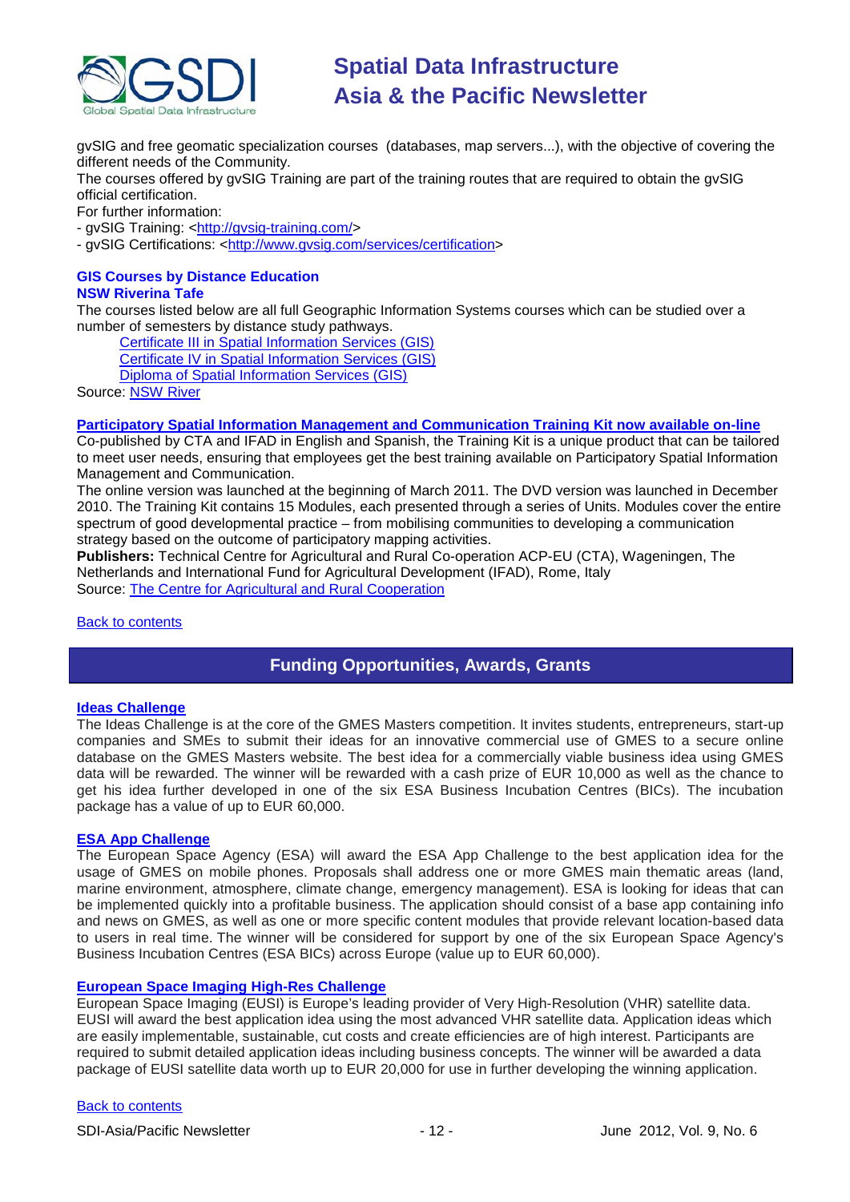gvSIG and free geomatic specialization courses (databases, map servers...), with the objective of covering the different needs of the Community.

The courses offered by gvSIG Training are part of the training routes that are required to obtain the gvSIG official certification.

For further information:

- gvSIG Training: <http://gvsig-training.com/>
- gvSIG Certifications: <http://www.gvsig.com/services/certification>

### GIS Courses by Distance Education

**NSW Riverina Tafe**

The courses listed below are all full Geographic Information Systems courses which can be studied over a number of semesters by distance study pathways.

- Certificate III in Spatial Information Services (GIS)
- Certificate IV in Spatial Information Services (GIS)
- Diploma of Spatial Information Services (GIS)

Source: NSW River

### Participatory Spatial Information Management and Communication Training Kit now available on-line

Co-published by CTA and IFAD in English and Spanish, the Training Kit is a unique product that can be tailored to meet user needs, ensuring that employees get the best training available on Participatory Spatial Information Management and Communication.

The online version was launched at the beginning of March 2011. The DVD version was launched in December 2010. The Training Kit contains 15 Modules, each presented through a series of Units. Modules cover the entire spectrum of good developmental practice – from mobilising communities to developing a communication strategy based on the outcome of participatory mapping activities.

**Publishers:** Technical Centre for Agricultural and Rural Co-operation ACP-EU (CTA), Wageningen, The Netherlands and International Fund for Agricultural Development (IFAD), Rome, Italy

Source: The Centre for Agricultural and Rural Cooperation

Back to contents

## Funding Opportunities, Awards, Grants

### Ideas Challenge

The Ideas Challenge is at the core of the GMES Masters competition. It invites students, entrepreneurs, start-up companies and SMEs to submit their ideas for an innovative commercial use of GMES to a secure online database on the GMES Masters website. The best idea for a commercially viable business idea using GMES data will be rewarded. The winner will be rewarded with a cash prize of EUR 10,000 as well as the chance to get his idea further developed in one of the six ESA Business Incubation Centres (BICs). The incubation package has a value of up to EUR 60,000.

### ESA App Challenge

The European Space Agency (ESA) will award the ESA App Challenge to the best application idea for the usage of GMES on mobile phones. Proposals shall address one or more GMES main thematic areas (land, marine environment, atmosphere, climate change, emergency management). ESA is looking for ideas that can be implemented quickly into a profitable business. The application should consist of a base app containing info and news on GMES, as well as one or more specific content modules that provide relevant location-based data to users in real time. The winner will be considered for support by one of the six European Space Agency's Business Incubation Centres (ESA BICs) across Europe (value up to EUR 60,000).

### European Space Imaging High-Res Challenge

European Space Imaging (EUSI) is Europe's leading provider of Very High-Resolution (VHR) satellite data. EUSI will award the best application idea using the most advanced VHR satellite data. Application ideas which are easily implementable, sustainable, cut costs and create efficiencies are of high interest. Participants are required to submit detailed application ideas including business concepts. The winner will be awarded a data package of EUSI satellite data worth up to EUR 20,000 for use in further developing the winning application.

Back to contents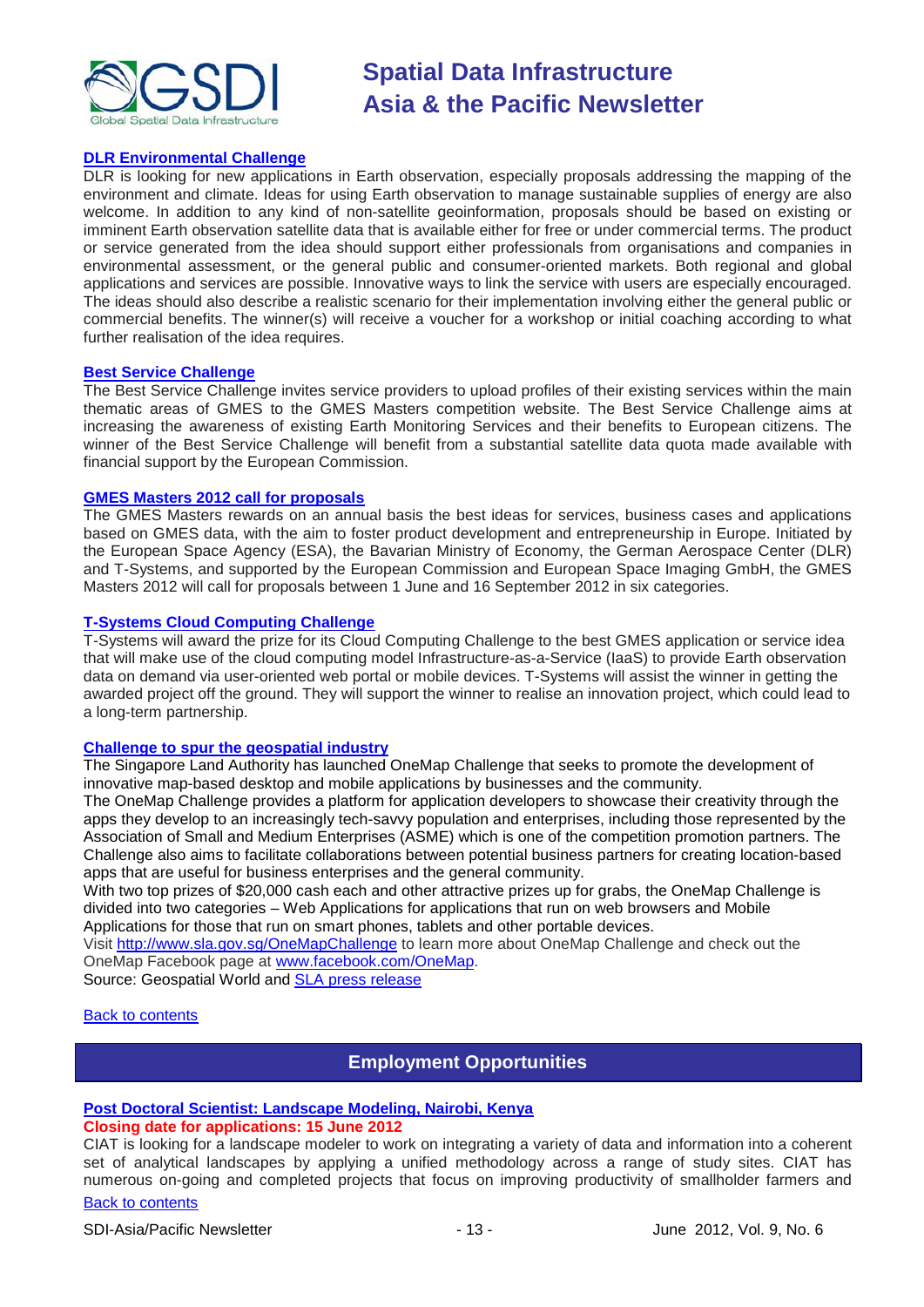### DLR Environmental Challenge

DLR is looking for new applications in Earth observation, especially proposals addressing the mapping of the environment and climate. Ideas for using Earth observation to manage sustainable supplies of energy are also welcome. In addition to any kind of non-satellite geoinformation, proposals should be based on existing or imminent Earth observation satellite data that is available either for free or under commercial terms. The product or service generated from the idea should support either professionals from organisations and companies in environmental assessment, or the general public and consumer-oriented markets. Both regional and global applications and services are possible. Innovative ways to link the service with users are especially encouraged. The ideas should also describe a realistic scenario for their implementation involving either the general public or commercial benefits. The winner(s) will receive a voucher for a workshop or initial coaching according to what further realisation of the idea requires.

### Best Service Challenge

The Best Service Challenge invites service providers to upload profiles of their existing services within the main thematic areas of GMES to the GMES Masters competition website. The Best Service Challenge aims at increasing the awareness of existing Earth Monitoring Services and their benefits to European citizens. The winner of the Best Service Challenge will benefit from a substantial satellite data quota made available with financial support by the European Commission.

### GMES Masters 2012 call for proposals

The GMES Masters rewards on an annual basis the best ideas for services, business cases and applications based on GMES data, with the aim to foster product development and entrepreneurship in Europe. Initiated by the European Space Agency (ESA), the Bavarian Ministry of Economy, the German Aerospace Center (DLR) and T-Systems, and supported by the European Commission and European Space Imaging GmbH, the GMES Masters 2012 will call for proposals between 1 June and 16 September 2012 in six categories.

### T-Systems Cloud Computing Challenge

T-Systems will award the prize for its Cloud Computing Challenge to the best GMES application or service idea that will make use of the cloud computing model Infrastructure-as-a-Service (IaaS) to provide Earth observation data on demand via user-oriented web portal or mobile devices. T-Systems will assist the winner in getting the awarded project off the ground. They will support the winner to realise an innovation project, which could lead to a long-term partnership.

### Challenge to spur the geospatial industry

The Singapore Land Authority has launched OneMap Challenge that seeks to promote the development of innovative map-based desktop and mobile applications by businesses and the community.

The OneMap Challenge provides a platform for application developers to showcase their creativity through the apps they develop to an increasingly tech-savvy population and enterprises, including those represented by the Association of Small and Medium Enterprises (ASME) which is one of the competition promotion partners. The Challenge also aims to facilitate collaborations between potential business partners for creating location-based apps that are useful for business enterprises and the general community.

With two top prizes of $20,000 cash each and other attractive prizes up for grabs, the OneMap Challenge is divided into two categories – Web Applications for applications that run on web browsers and Mobile Applications for those that run on smart phones, tablets and other portable devices.

Visit http://www.sla.gov.sg/OneMapChallenge to learn more about OneMap Challenge and check out the OneMap Facebook page at www.facebook.com/OneMap.

Source: Geospatial World and SLA press release

Back to contents

## Employment Opportunities

### Post Doctoral Scientist: Landscape Modeling, Nairobi, Kenya

**Closing date for applications: 15 June 2012**

CIAT is looking for a landscape modeler to work on integrating a variety of data and information into a coherent set of analytical landscapes by applying a unified methodology across a range of study sites. CIAT has numerous on-going and completed projects that focus on improving productivity of smallholder farmers and

Back to contents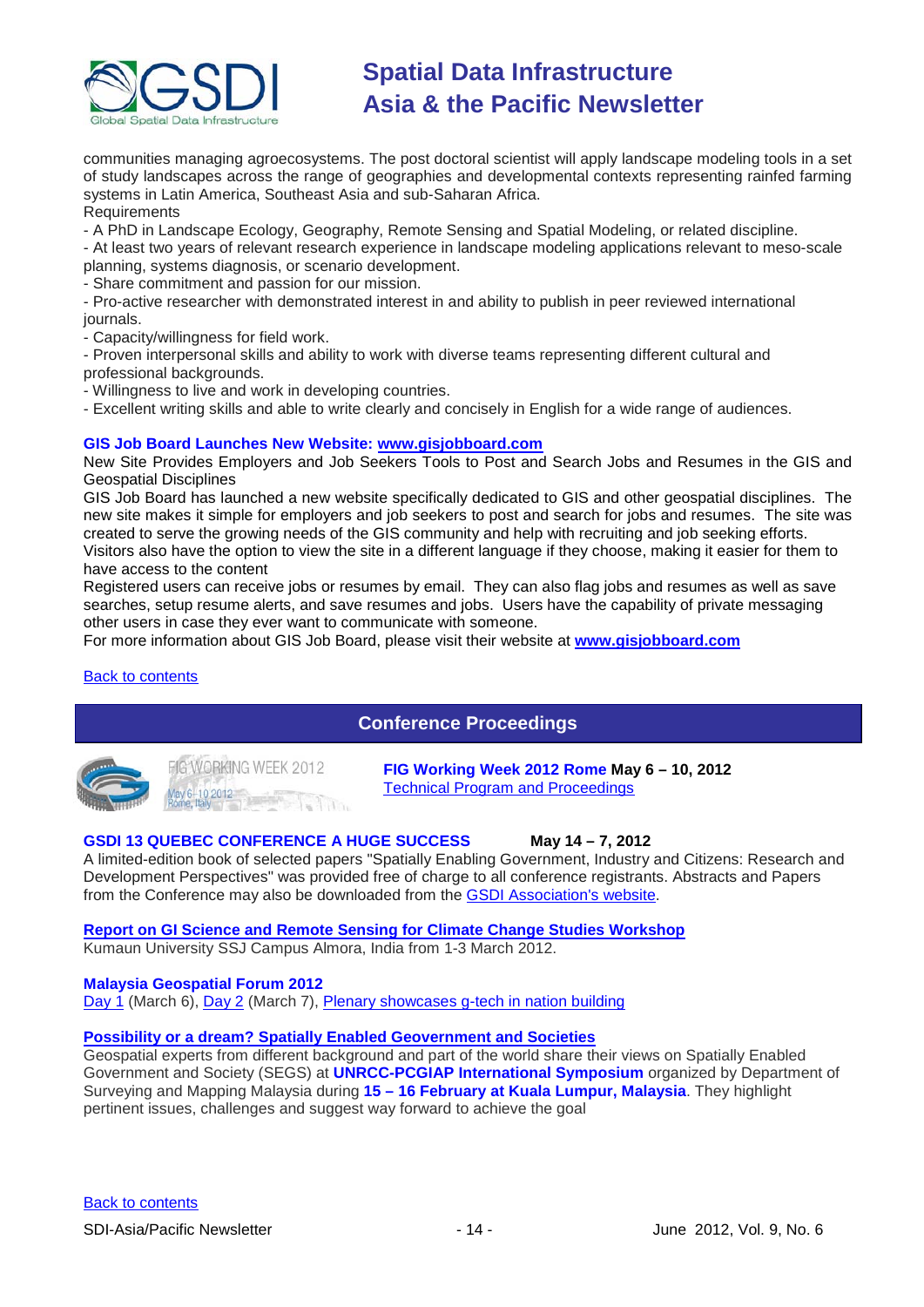communities managing agroecosystems. The post doctoral scientist will apply landscape modeling tools in a set of study landscapes across the range of geographies and developmental contexts representing rainfed farming systems in Latin America, Southeast Asia and sub-Saharan Africa.

Requirements

- A PhD in Landscape Ecology, Geography, Remote Sensing and Spatial Modeling, or related discipline.
- At least two years of relevant research experience in landscape modeling applications relevant to meso-scale planning, systems diagnosis, or scenario development.
- Share commitment and passion for our mission.
- Pro-active researcher with demonstrated interest in and ability to publish in peer reviewed international journals.
- Capacity/willingness for field work.
- Proven interpersonal skills and ability to work with diverse teams representing different cultural and professional backgrounds.
- Willingness to live and work in developing countries.
- Excellent writing skills and able to write clearly and concisely in English for a wide range of audiences.

**GIS Job Board Launches New Website: www.gisjobboard.com**

New Site Provides Employers and Job Seekers Tools to Post and Search Jobs and Resumes in the GIS and Geospatial Disciplines

GIS Job Board has launched a new website specifically dedicated to GIS and other geospatial disciplines. The new site makes it simple for employers and job seekers to post and search for jobs and resumes. The site was created to serve the growing needs of the GIS community and help with recruiting and job seeking efforts. Visitors also have the option to view the site in a different language if they choose, making it easier for them to have access to the content

Registered users can receive jobs or resumes by email. They can also flag jobs and resumes as well as save searches, setup resume alerts, and save resumes and jobs. Users have the capability of private messaging other users in case they ever want to communicate with someone.

For more information about GIS Job Board, please visit their website at **www.gisjobboard.com**

Back to contents

## Conference Proceedings

**FIG Working Week 2012 Rome May 6 – 10, 2012**
Technical Program and Proceedings

**GSDI 13 QUEBEC CONFERENCE A HUGE SUCCESS** **May 14 – 7, 2012**

A limited-edition book of selected papers "Spatially Enabling Government, Industry and Citizens: Research and Development Perspectives" was provided free of charge to all conference registrants. Abstracts and Papers from the Conference may also be downloaded from the GSDI Association's website.

**Report on GI Science and Remote Sensing for Climate Change Studies Workshop**

Kumaun University SSJ Campus Almora, India from 1-3 March 2012.

**Malaysia Geospatial Forum 2012**

Day 1 (March 6), Day 2 (March 7), Plenary showcases g-tech in nation building

**Possibility or a dream? Spatially Enabled Geovernment and Societies**

Geospatial experts from different background and part of the world share their views on Spatially Enabled Government and Society (SEGS) at **UNRCC-PCGIAP International Symposium** organized by Department of Surveying and Mapping Malaysia during **15 – 16 February at Kuala Lumpur, Malaysia**. They highlight pertinent issues, challenges and suggest way forward to achieve the goal

Back to contents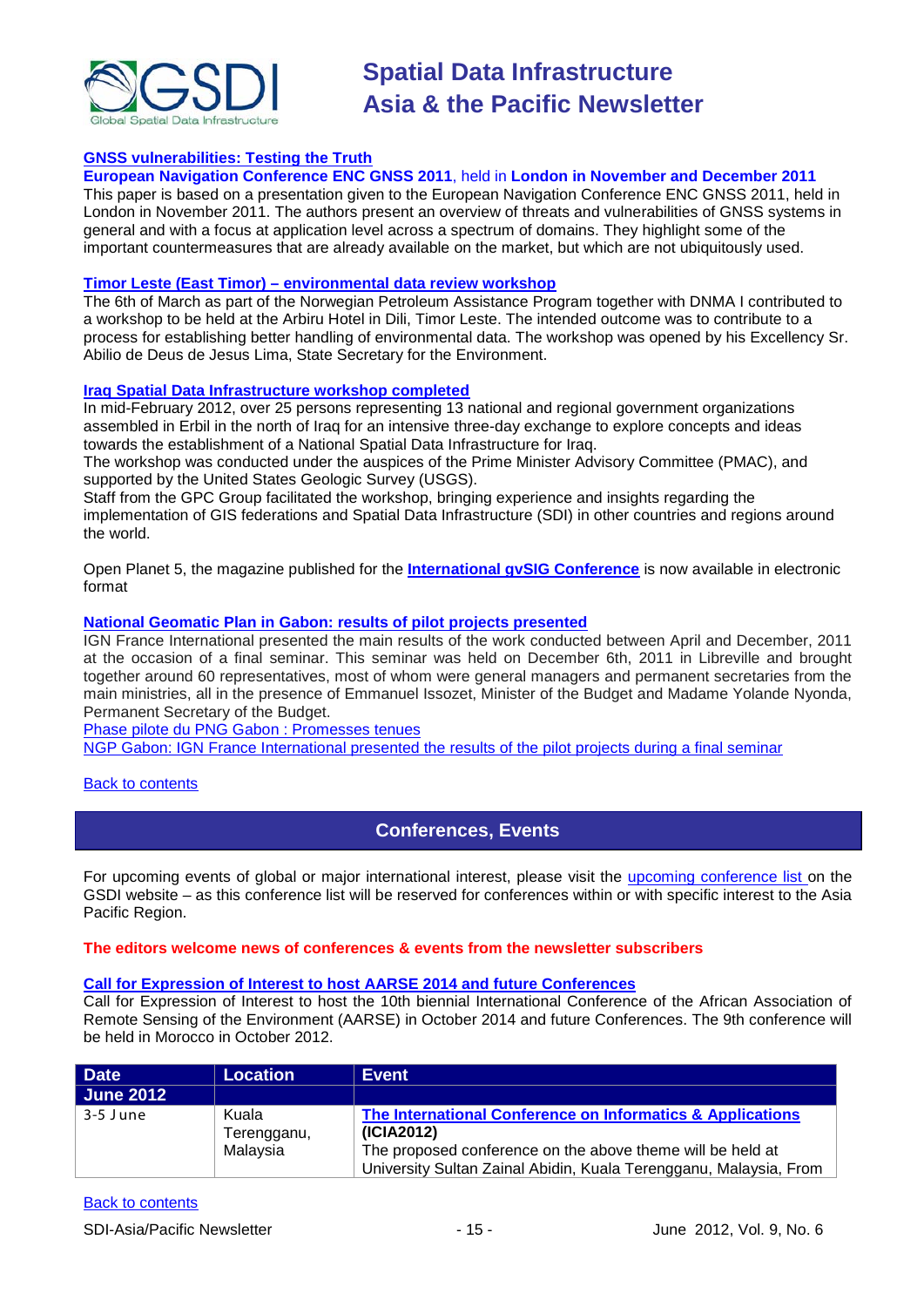**GNSS vulnerabilities: Testing the Truth**

**European Navigation Conference ENC GNSS 2011**, held in **London in November and December 2011**

This paper is based on a presentation given to the European Navigation Conference ENC GNSS 2011, held in London in November 2011. The authors present an overview of threats and vulnerabilities of GNSS systems in general and with a focus at application level across a spectrum of domains. They highlight some of the important countermeasures that are already available on the market, but which are not ubiquitously used.

**Timor Leste (East Timor) – environmental data review workshop**

The 6th of March as part of the Norwegian Petroleum Assistance Program together with DNMA I contributed to a workshop to be held at the Arbiru Hotel in Dili, Timor Leste. The intended outcome was to contribute to a process for establishing better handling of environmental data. The workshop was opened by his Excellency Sr. Abilio de Deus de Jesus Lima, State Secretary for the Environment.

**Iraq Spatial Data Infrastructure workshop completed**

In mid-February 2012, over 25 persons representing 13 national and regional government organizations assembled in Erbil in the north of Iraq for an intensive three-day exchange to explore concepts and ideas towards the establishment of a National Spatial Data Infrastructure for Iraq.

The workshop was conducted under the auspices of the Prime Minister Advisory Committee (PMAC), and supported by the United States Geologic Survey (USGS).

Staff from the GPC Group facilitated the workshop, bringing experience and insights regarding the implementation of GIS federations and Spatial Data Infrastructure (SDI) in other countries and regions around the world.

Open Planet 5, the magazine published for the **International gvSIG Conference** is now available in electronic format

**National Geomatic Plan in Gabon: results of pilot projects presented**

IGN France International presented the main results of the work conducted between April and December, 2011 at the occasion of a final seminar. This seminar was held on December 6th, 2011 in Libreville and brought together around 60 representatives, most of whom were general managers and permanent secretaries from the main ministries, all in the presence of Emmanuel Issozet, Minister of the Budget and Madame Yolande Nyonda, Permanent Secretary of the Budget.

Phase pilote du PNG Gabon : Promesses tenues

NGP Gabon: IGN France International presented the results of the pilot projects during a final seminar

Back to contents

## Conferences, Events

For upcoming events of global or major international interest, please visit the upcoming conference list on the GSDI website – as this conference list will be reserved for conferences within or with specific interest to the Asia Pacific Region.

**The editors welcome news of conferences & events from the newsletter subscribers**

**Call for Expression of Interest to host AARSE 2014 and future Conferences**

Call for Expression of Interest to host the 10th biennial International Conference of the African Association of Remote Sensing of the Environment (AARSE) in October 2014 and future Conferences. The 9th conference will be held in Morocco in October 2012.

| Date | Location | Event |
| --- | --- | --- |
| **June 2012** | | |
| 3-5 June | Kuala Terengganu, Malaysia | **The International Conference on Informatics & Applications (ICIA2012)** The proposed conference on the above theme will be held at University Sultan Zainal Abidin, Kuala Terengganu, Malaysia, From |

Back to contents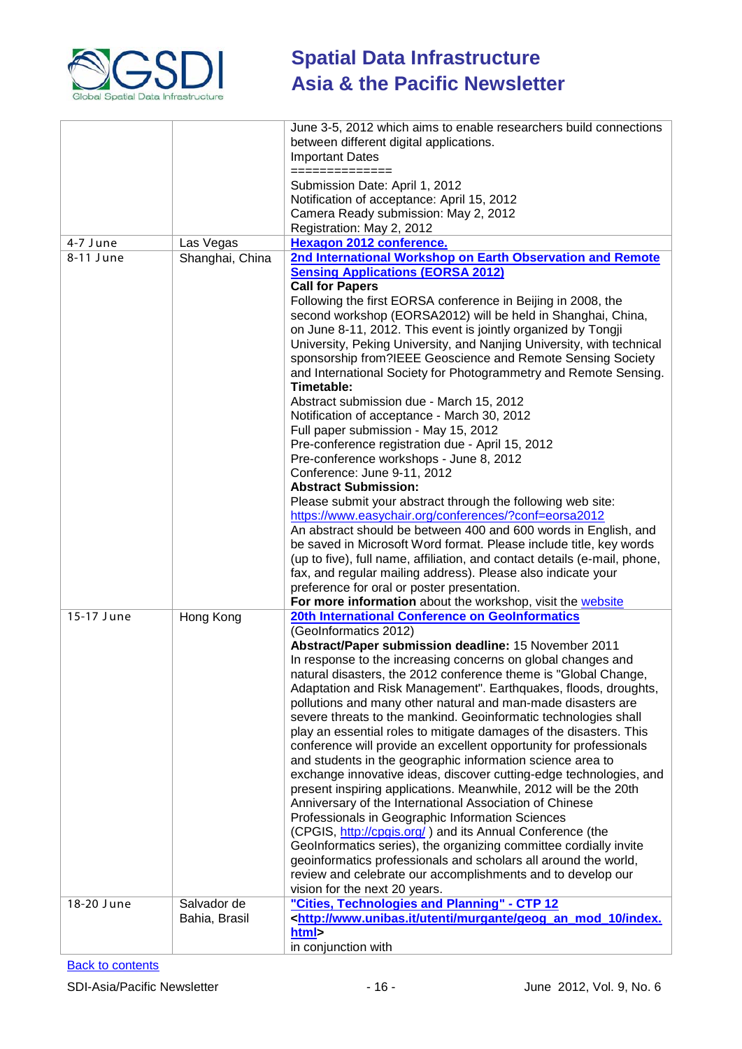| | | |
|---|---|---|
| | | June 3-5, 2012 which aims to enable researchers build connections between different digital applications.<br>Important Dates<br>==============<br>Submission Date: April 1, 2012<br>Notification of acceptance: April 15, 2012<br>Camera Ready submission: May 2, 2012<br>Registration: May 2, 2012 |
| 4-7 June | Las Vegas | **Hexagon 2012 conference.** |
| 8-11 June | Shanghai, China | **2nd International Workshop on Earth Observation and Remote Sensing Applications (EORSA 2012)**<br>**Call for Papers**<br>Following the first EORSA conference in Beijing in 2008, the second workshop (EORSA2012) will be held in Shanghai, China, on June 8-11, 2012. This event is jointly organized by Tongji University, Peking University, and Nanjing University, with technical sponsorship from?IEEE Geoscience and Remote Sensing Society and International Society for Photogrammetry and Remote Sensing.<br>**Timetable:**<br>Abstract submission due - March 15, 2012<br>Notification of acceptance - March 30, 2012<br>Full paper submission - May 15, 2012<br>Pre-conference registration due - April 15, 2012<br>Pre-conference workshops - June 8, 2012<br>Conference: June 9-11, 2012<br>**Abstract Submission:**<br>Please submit your abstract through the following web site:<br>https://www.easychair.org/conferences/?conf=eorsa2012<br>An abstract should be between 400 and 600 words in English, and be saved in Microsoft Word format. Please include title, key words (up to five), full name, affiliation, and contact details (e-mail, phone, fax, and regular mailing address). Please also indicate your preference for oral or poster presentation.<br>**For more information** about the workshop, visit the website |
| 15-17 June | Hong Kong | **20th International Conference on GeoInformatics**<br>(GeoInformatics 2012)<br>**Abstract/Paper submission deadline:** 15 November 2011<br>In response to the increasing concerns on global changes and natural disasters, the 2012 conference theme is "Global Change, Adaptation and Risk Management". Earthquakes, floods, droughts, pollutions and many other natural and man-made disasters are severe threats to the mankind. Geoinformatic technologies shall play an essential roles to mitigate damages of the disasters. This conference will provide an excellent opportunity for professionals and students in the geographic information science area to exchange innovative ideas, discover cutting-edge technologies, and present inspiring applications. Meanwhile, 2012 will be the 20th Anniversary of the International Association of Chinese Professionals in Geographic Information Sciences (CPGIS, http://cpgis.org/ ) and its Annual Conference (the GeoInformatics series), the organizing committee cordially invite geoinformatics professionals and scholars all around the world, review and celebrate our accomplishments and to develop our vision for the next 20 years. |
| 18-20 June | Salvador de Bahia, Brasil | **"Cities, Technologies and Planning" - CTP 12**<br>**<http://www.unibas.it/utenti/murgante/geog_an_mod_10/index.html>**<br>in conjunction with |

Back to contents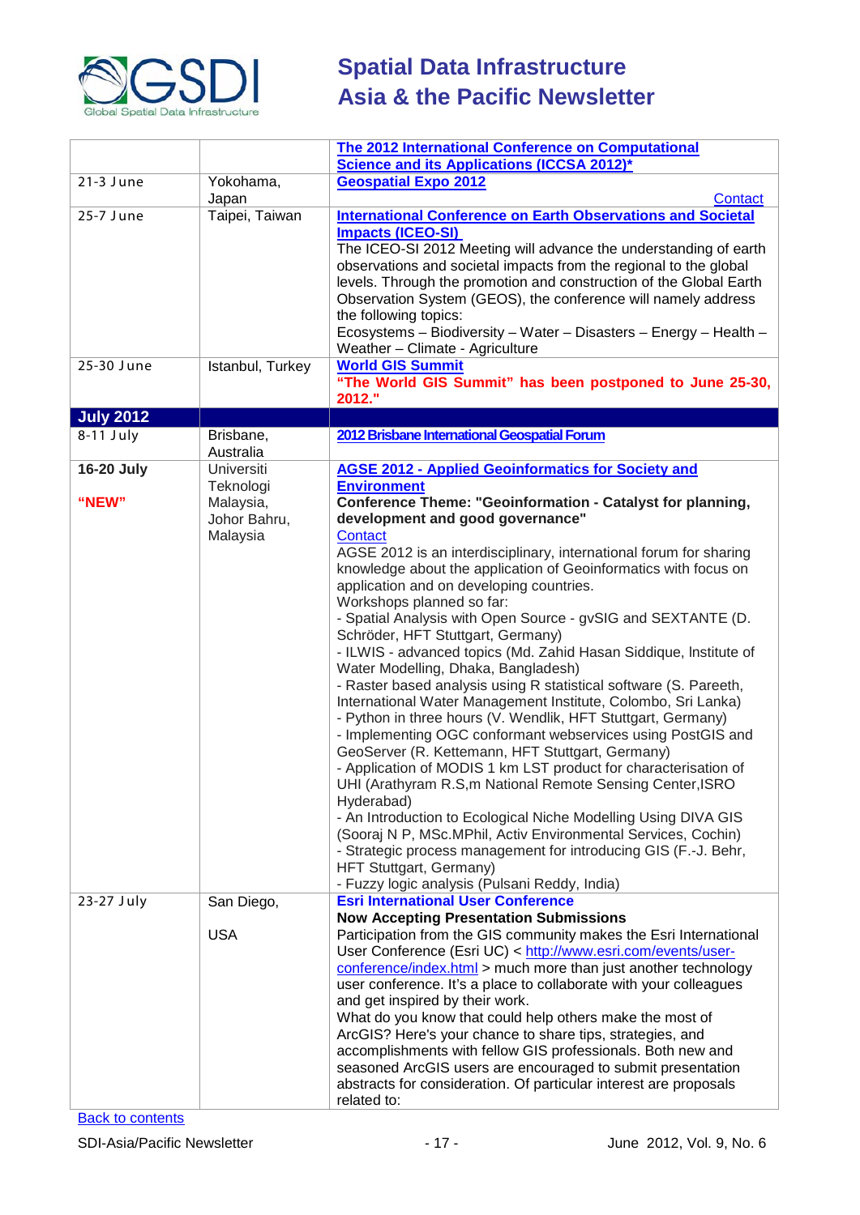| | | |
|---|---|---|
| | | **The 2012 International Conference on Computational Science and its Applications (ICCSA 2012)*** |
| 21-3 June | Yokohama, Japan | **Geospatial Expo 2012** Contact |
| 25-7 June | Taipei, Taiwan | **International Conference on Earth Observations and Societal Impacts (ICEO-SI)** The ICEO-SI 2012 Meeting will advance the understanding of earth observations and societal impacts from the regional to the global levels. Through the promotion and construction of the Global Earth Observation System (GEOS), the conference will namely address the following topics: Ecosystems – Biodiversity – Water – Disasters – Energy – Health – Weather - Climate - Agriculture |
| 25-30 June | Istanbul, Turkey | **World GIS Summit** **"The World GIS Summit" has been postponed to June 25-30, 2012."** |
| **July 2012** | | |
| 8-11 July | Brisbane, Australia | **2012 Brisbane International Geospatial Forum** |
| **16-20 July** **"NEW"** | Universiti Teknologi Malaysia, Johor Bahru, Malaysia | **AGSE 2012 - Applied Geoinformatics for Society and Environment** **Conference Theme: "Geoinformation - Catalyst for planning, development and good governance"** Contact AGSE 2012 is an interdisciplinary, international forum for sharing knowledge about the application of Geoinformatics with focus on application and on developing countries. Workshops planned so far: - Spatial Analysis with Open Source - gvSIG and SEXTANTE (D. Schröder, HFT Stuttgart, Germany) - ILWIS - advanced topics (Md. Zahid Hasan Siddique, Institute of Water Modelling, Dhaka, Bangladesh) - Raster based analysis using R statistical software (S. Pareeth, International Water Management Institute, Colombo, Sri Lanka) - Python in three hours (V. Wendlik, HFT Stuttgart, Germany) - Implementing OGC conformant webservices using PostGIS and GeoServer (R. Kettemann, HFT Stuttgart, Germany) - Application of MODIS 1 km LST product for characterisation of UHI (Arathyram R.S,m National Remote Sensing Center,ISRO Hyderabad) - An Introduction to Ecological Niche Modelling Using DIVA GIS (Sooraj N P, MSc.MPhil, Activ Environmental Services, Cochin) - Strategic process management for introducing GIS (F.-J. Behr, HFT Stuttgart, Germany) - Fuzzy logic analysis (Pulsani Reddy, India) |
| 23-27 July | San Diego, USA | **Esri International User Conference** **Now Accepting Presentation Submissions** Participation from the GIS community makes the Esri International User Conference (Esri UC) < http://www.esri.com/events/user-conference/index.html > much more than just another technology user conference. It's a place to collaborate with your colleagues and get inspired by their work. What do you know that could help others make the most of ArcGIS? Here's your chance to share tips, strategies, and accomplishments with fellow GIS professionals. Both new and seasoned ArcGIS users are encouraged to submit presentation abstracts for consideration. Of particular interest are proposals related to: |

Back to contents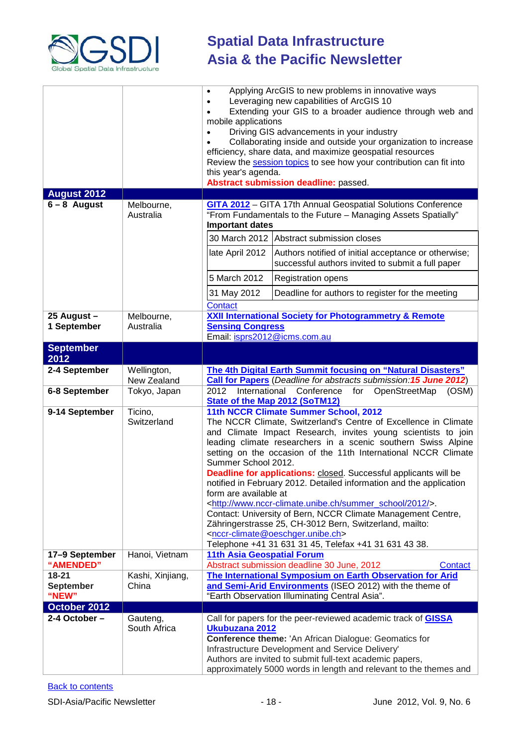| | | |
|---|---|---|
| | | • Applying ArcGIS to new problems in innovative ways<br>• Leveraging new capabilities of ArcGIS 10<br>• Extending your GIS to a broader audience through web and mobile applications<br>• Driving GIS advancements in your industry<br>• Collaborating inside and outside your organization to increase efficiency, share data, and maximize geospatial resources<br>Review the session topics to see how your contribution can fit into this year's agenda.<br>**Abstract submission deadline:** passed. |
| **August 2012** | | |
| **6 – 8 August** | Melbourne, Australia | **GITA 2012** – GITA 17th Annual Geospatial Solutions Conference "From Fundamentals to the Future – Managing Assets Spatially"<br>**Important dates**<br>30 March 2012 – Abstract submission closes<br>late April 2012 – Authors notified of initial acceptance or otherwise; successful authors invited to submit a full paper<br>5 March 2012 – Registration opens<br>31 May 2012 – Deadline for authors to register for the meeting<br>Contact |
| **25 August – 1 September** | Melbourne, Australia | **XXII International Society for Photogrammetry & Remote Sensing Congress**<br>Email: isprs2012@icms.com.au |
| **September 2012** | | |
| **2-4 September** | Wellington, New Zealand | **The 4th Digital Earth Summit focusing on "Natural Disasters"**<br>**Call for Papers** (*Deadline for abstracts submission:* ***15 June 2012***) |
| **6-8 September** | Tokyo, Japan | 2012 International Conference for OpenStreetMap (OSM) **State of the Map 2012 (SoTM12)** |
| **9-14 September** | Ticino, Switzerland | **11th NCCR Climate Summer School, 2012**<br>The NCCR Climate, Switzerland's Centre of Excellence in Climate and Climate Impact Research, invites young scientists to join leading climate researchers in a scenic southern Swiss Alpine setting on the occasion of the 11th International NCCR Climate Summer School 2012.<br>**Deadline for applications:** closed. Successful applicants will be notified in February 2012. Detailed information and the application form are available at <http://www.nccr-climate.unibe.ch/summer_school/2012/>.<br>Contact: University of Bern, NCCR Climate Management Centre, Zähringerstrasse 25, CH-3012 Bern, Switzerland, mailto: <nccr-climate@oeschger.unibe.ch><br>Telephone +41 31 631 31 45, Telefax +41 31 631 43 38. |
| **17–9 September "AMENDED"** | Hanoi, Vietnam | **11th Asia Geospatial Forum**<br>Abstract submission deadline 30 June, 2012 Contact |
| **18-21 September "NEW"** | Kashi, Xinjiang, China | **The International Symposium on Earth Observation for Arid and Semi-Arid Environments** (ISEO 2012) with the theme of "Earth Observation Illuminating Central Asia". |
| **October 2012** | | |
| **2-4 October –** | Gauteng, South Africa | Call for papers for the peer-reviewed academic track of **GISSA Ukubuzana 2012**<br>**Conference theme:** 'An African Dialogue: Geomatics for Infrastructure Development and Service Delivery'<br>Authors are invited to submit full-text academic papers, approximately 5000 words in length and relevant to the themes and |

Back to contents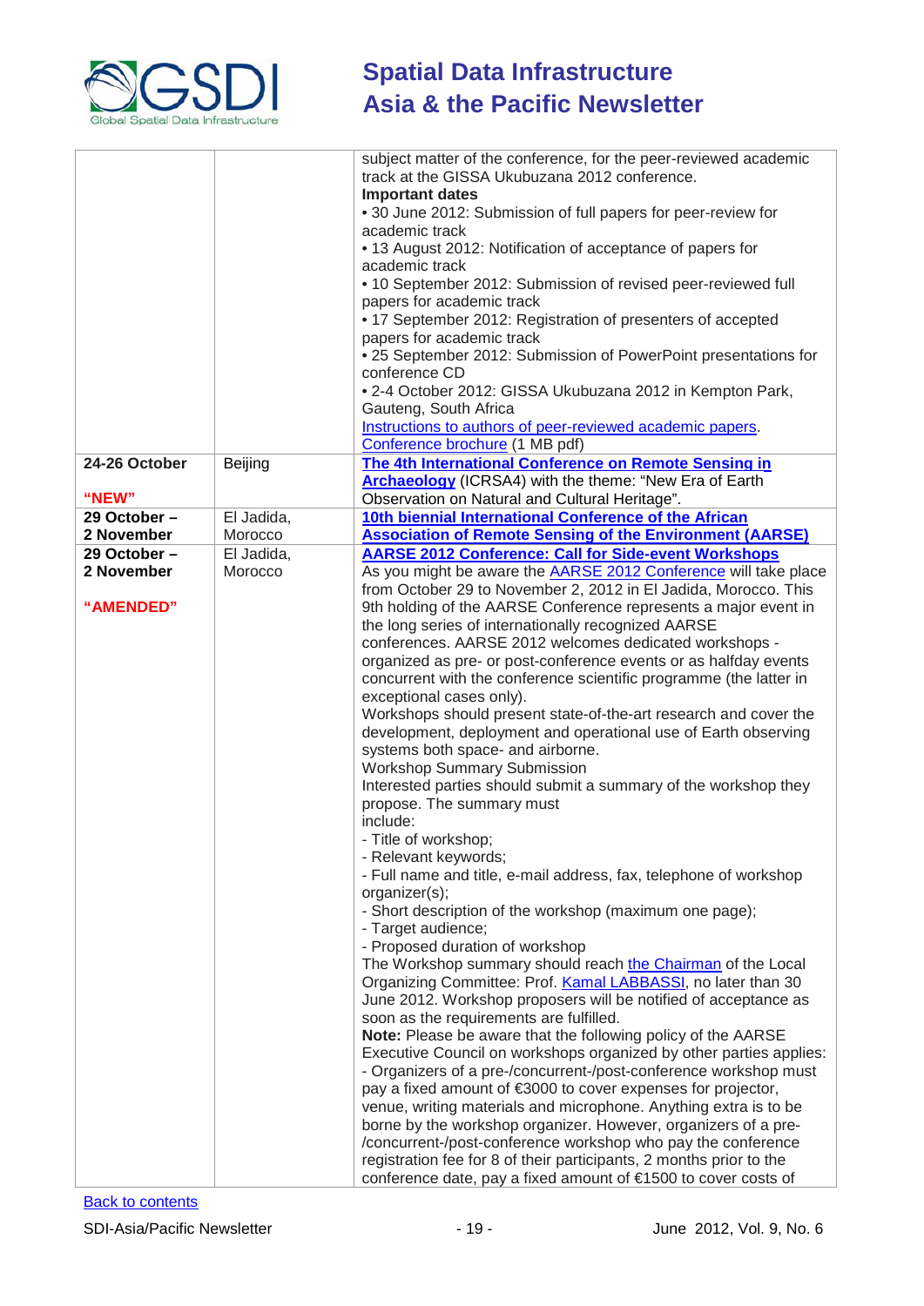| | | |
|---|---|---|
| | | subject matter of the conference, for the peer-reviewed academic track at the GISSA Ukubuzana 2012 conference.<br>**Important dates**<br>• 30 June 2012: Submission of full papers for peer-review for academic track<br>• 13 August 2012: Notification of acceptance of papers for academic track<br>• 10 September 2012: Submission of revised peer-reviewed full papers for academic track<br>• 17 September 2012: Registration of presenters of accepted papers for academic track<br>• 25 September 2012: Submission of PowerPoint presentations for conference CD<br>• 2-4 October 2012: GISSA Ukubuzana 2012 in Kempton Park, Gauteng, South Africa<br>Instructions to authors of peer-reviewed academic papers.<br>Conference brochure (1 MB pdf) |
| **24-26 October**<br><br>**"NEW"** | Beijing | **The 4th International Conference on Remote Sensing in Archaeology** (ICRSA4) with the theme: "New Era of Earth Observation on Natural and Cultural Heritage". |
| **29 October – 2 November** | El Jadida, Morocco | **10th biennial International Conference of the African Association of Remote Sensing of the Environment (AARSE)** |
| **29 October – 2 November**<br><br>**"AMENDED"** | El Jadida, Morocco | **AARSE 2012 Conference: Call for Side-event Workshops**<br>As you might be aware the AARSE 2012 Conference will take place from October 29 to November 2, 2012 in El Jadida, Morocco. This 9th holding of the AARSE Conference represents a major event in the long series of internationally recognized AARSE conferences. AARSE 2012 welcomes dedicated workshops - organized as pre- or post-conference events or as halfday events concurrent with the conference scientific programme (the latter in exceptional cases only).<br>Workshops should present state-of-the-art research and cover the development, deployment and operational use of Earth observing systems both space- and airborne.<br>Workshop Summary Submission<br>Interested parties should submit a summary of the workshop they propose. The summary must include:<br>- Title of workshop;<br>- Relevant keywords;<br>- Full name and title, e-mail address, fax, telephone of workshop organizer(s);<br>- Short description of the workshop (maximum one page);<br>- Target audience;<br>- Proposed duration of workshop<br>The Workshop summary should reach the Chairman of the Local Organizing Committee: Prof. Kamal LABBASSI, no later than 30 June 2012. Workshop proposers will be notified of acceptance as soon as the requirements are fulfilled.<br>**Note:** Please be aware that the following policy of the AARSE Executive Council on workshops organized by other parties applies:<br>- Organizers of a pre-/concurrent-/post-conference workshop must pay a fixed amount of €3000 to cover expenses for projector, venue, writing materials and microphone. Anything extra is to be borne by the workshop organizer. However, organizers of a pre-/concurrent-/post-conference workshop who pay the conference registration fee for 8 of their participants, 2 months prior to the conference date, pay a fixed amount of €1500 to cover costs of |

Back to contents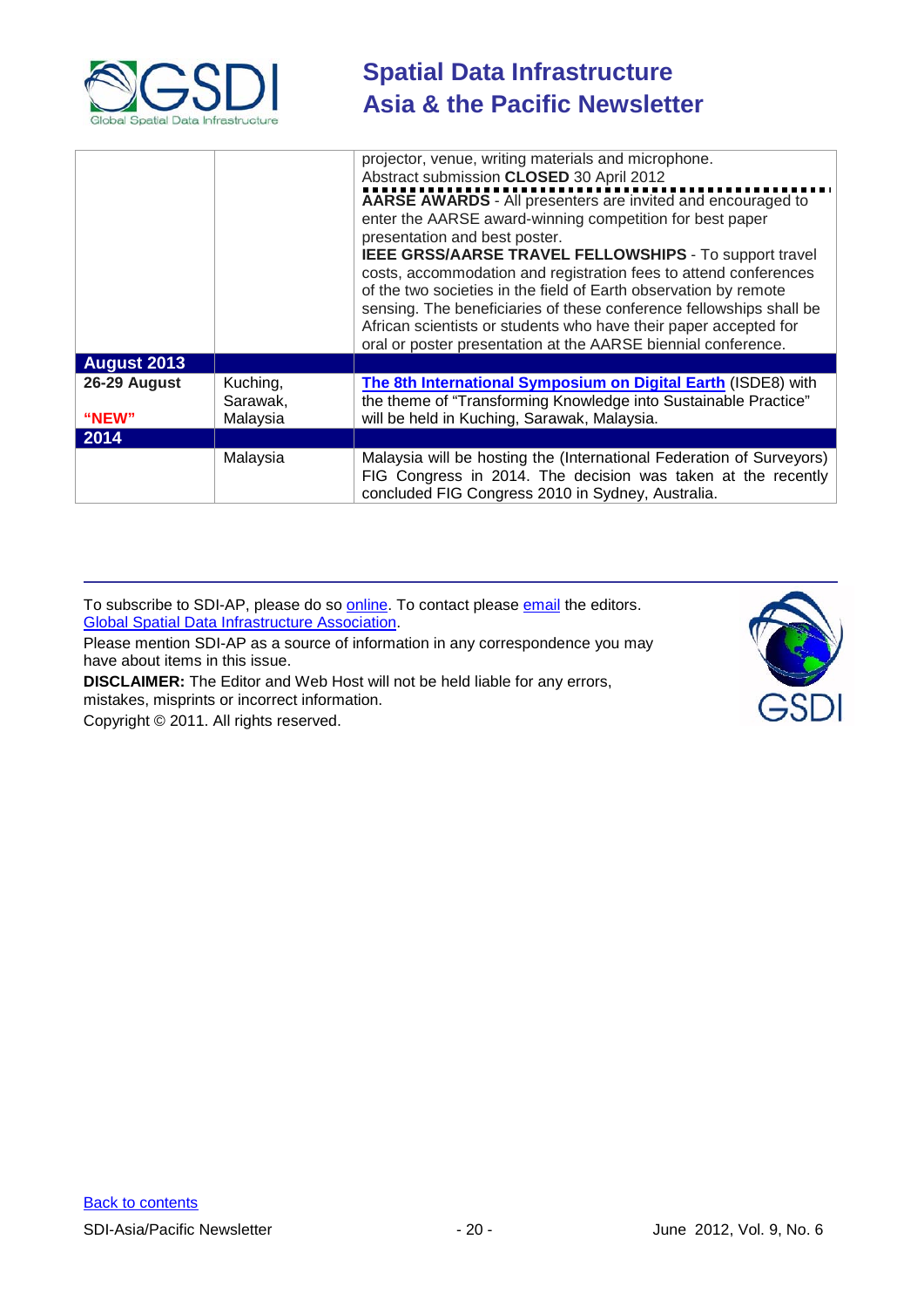| | | |
|---|---|---|
| | | projector, venue, writing materials and microphone. Abstract submission **CLOSED** 30 April 2012 **AARSE AWARDS** - All presenters are invited and encouraged to enter the AARSE award-winning competition for best paper presentation and best poster. **IEEE GRSS/AARSE TRAVEL FELLOWSHIPS** - To support travel costs, accommodation and registration fees to attend conferences of the two societies in the field of Earth observation by remote sensing. The beneficiaries of these conference fellowships shall be African scientists or students who have their paper accepted for oral or poster presentation at the AARSE biennial conference. |
| **August 2013** | | |
| **26-29 August** **"NEW"** | Kuching, Sarawak, Malaysia | [**The 8th International Symposium on Digital Earth**](#) (ISDE8) with the theme of "Transforming Knowledge into Sustainable Practice" will be held in Kuching, Sarawak, Malaysia. |
| **2014** | | |
| | Malaysia | Malaysia will be hosting the (International Federation of Surveyors) FIG Congress in 2014. The decision was taken at the recently concluded FIG Congress 2010 in Sydney, Australia. |

---

To subscribe to SDI-AP, please do so [online](#). To contact please [email](#) the editors. [Global Spatial Data Infrastructure Association](#).

Please mention SDI-AP as a source of information in any correspondence you may have about items in this issue.

**DISCLAIMER:** The Editor and Web Host will not be held liable for any errors, mistakes, misprints or incorrect information.

Copyright © 2011. All rights reserved.

[Back to contents](#)